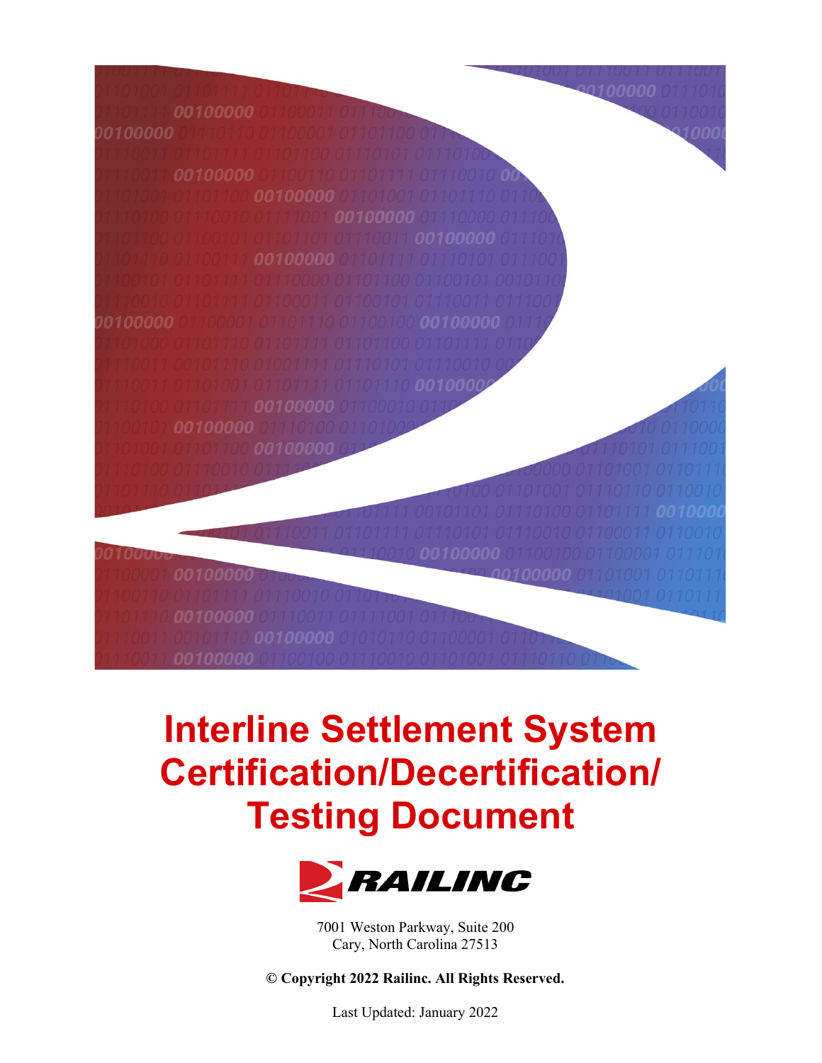# Interline Settlement System Certification/Decertification/ Testing Document

RAILINC

7001 Weston Parkway, Suite 200
Cary, North Carolina 27513

**© Copyright 2022 Railinc. All Rights Reserved.**

Last Updated: January 2022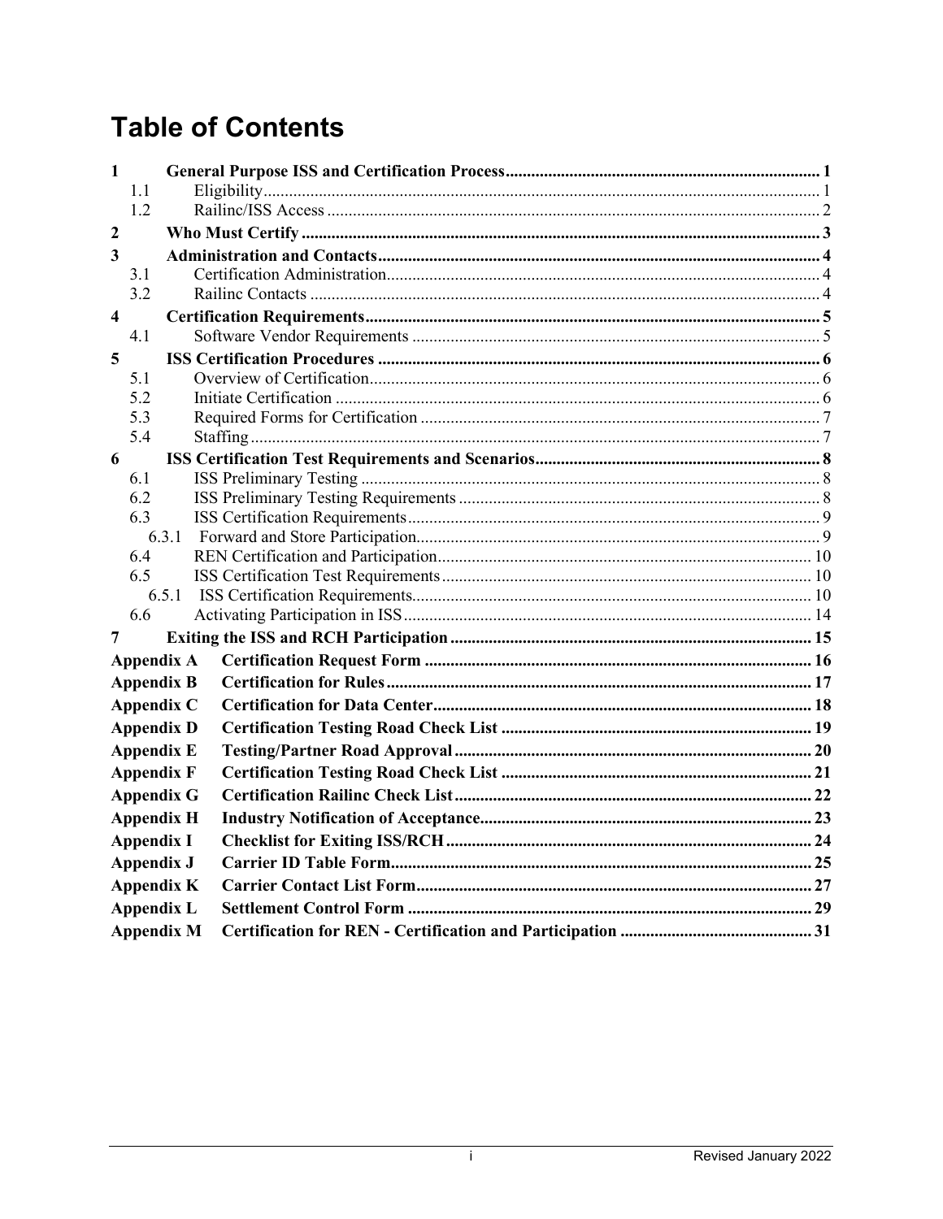# Table of Contents

| | | |
|---|---|---|
| **1** | **General Purpose ISS and Certification Process** | **1** |
| 1.1 | Eligibility | 1 |
| 1.2 | Railinc/ISS Access | 2 |
| **2** | **Who Must Certify** | **3** |
| **3** | **Administration and Contacts** | **4** |
| 3.1 | Certification Administration | 4 |
| 3.2 | Railinc Contacts | 4 |
| **4** | **Certification Requirements** | **5** |
| 4.1 | Software Vendor Requirements | 5 |
| **5** | **ISS Certification Procedures** | **6** |
| 5.1 | Overview of Certification | 6 |
| 5.2 | Initiate Certification | 6 |
| 5.3 | Required Forms for Certification | 7 |
| 5.4 | Staffing | 7 |
| **6** | **ISS Certification Test Requirements and Scenarios** | **8** |
| 6.1 | ISS Preliminary Testing | 8 |
| 6.2 | ISS Preliminary Testing Requirements | 8 |
| 6.3 | ISS Certification Requirements | 9 |
| 6.3.1 | Forward and Store Participation | 9 |
| 6.4 | REN Certification and Participation | 10 |
| 6.5 | ISS Certification Test Requirements | 10 |
| 6.5.1 | ISS Certification Requirements | 10 |
| 6.6 | Activating Participation in ISS | 14 |
| **7** | **Exiting the ISS and RCH Participation** | **15** |
| **Appendix A** | **Certification Request Form** | **16** |
| **Appendix B** | **Certification for Rules** | **17** |
| **Appendix C** | **Certification for Data Center** | **18** |
| **Appendix D** | **Certification Testing Road Check List** | **19** |
| **Appendix E** | **Testing/Partner Road Approval** | **20** |
| **Appendix F** | **Certification Testing Road Check List** | **21** |
| **Appendix G** | **Certification Railinc Check List** | **22** |
| **Appendix H** | **Industry Notification of Acceptance** | **23** |
| **Appendix I** | **Checklist for Exiting ISS/RCH** | **24** |
| **Appendix J** | **Carrier ID Table Form** | **25** |
| **Appendix K** | **Carrier Contact List Form** | **27** |
| **Appendix L** | **Settlement Control Form** | **29** |
| **Appendix M** | **Certification for REN - Certification and Participation** | **31** |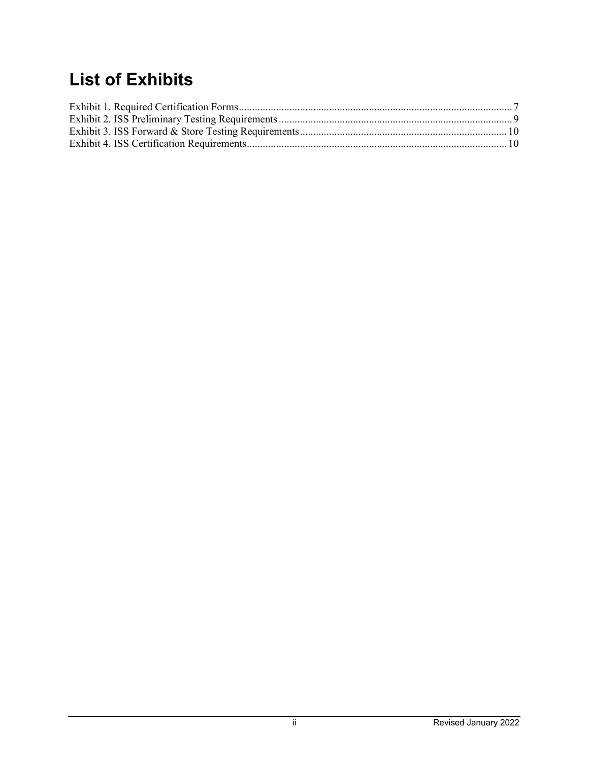# List of Exhibits

Exhibit 1. Required Certification Forms ..... 7
Exhibit 2. ISS Preliminary Testing Requirements ..... 9
Exhibit 3. ISS Forward & Store Testing Requirements ..... 10
Exhibit 4. ISS Certification Requirements ..... 10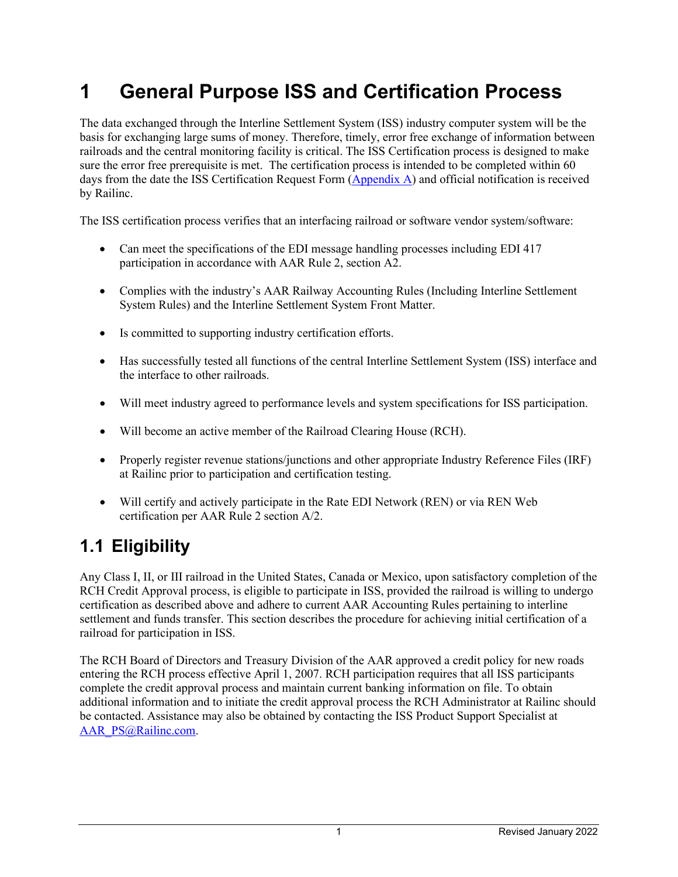# 1 General Purpose ISS and Certification Process

The data exchanged through the Interline Settlement System (ISS) industry computer system will be the basis for exchanging large sums of money. Therefore, timely, error free exchange of information between railroads and the central monitoring facility is critical. The ISS Certification process is designed to make sure the error free prerequisite is met. The certification process is intended to be completed within 60 days from the date the ISS Certification Request Form ([Appendix A]) and official notification is received by Railinc.

The ISS certification process verifies that an interfacing railroad or software vendor system/software:

- Can meet the specifications of the EDI message handling processes including EDI 417 participation in accordance with AAR Rule 2, section A2.
- Complies with the industry's AAR Railway Accounting Rules (Including Interline Settlement System Rules) and the Interline Settlement System Front Matter.
- Is committed to supporting industry certification efforts.
- Has successfully tested all functions of the central Interline Settlement System (ISS) interface and the interface to other railroads.
- Will meet industry agreed to performance levels and system specifications for ISS participation.
- Will become an active member of the Railroad Clearing House (RCH).
- Properly register revenue stations/junctions and other appropriate Industry Reference Files (IRF) at Railinc prior to participation and certification testing.
- Will certify and actively participate in the Rate EDI Network (REN) or via REN Web certification per AAR Rule 2 section A/2.

## 1.1 Eligibility

Any Class I, II, or III railroad in the United States, Canada or Mexico, upon satisfactory completion of the RCH Credit Approval process, is eligible to participate in ISS, provided the railroad is willing to undergo certification as described above and adhere to current AAR Accounting Rules pertaining to interline settlement and funds transfer. This section describes the procedure for achieving initial certification of a railroad for participation in ISS.

The RCH Board of Directors and Treasury Division of the AAR approved a credit policy for new roads entering the RCH process effective April 1, 2007. RCH participation requires that all ISS participants complete the credit approval process and maintain current banking information on file. To obtain additional information and to initiate the credit approval process the RCH Administrator at Railinc should be contacted. Assistance may also be obtained by contacting the ISS Product Support Specialist at AAR_PS@Railinc.com.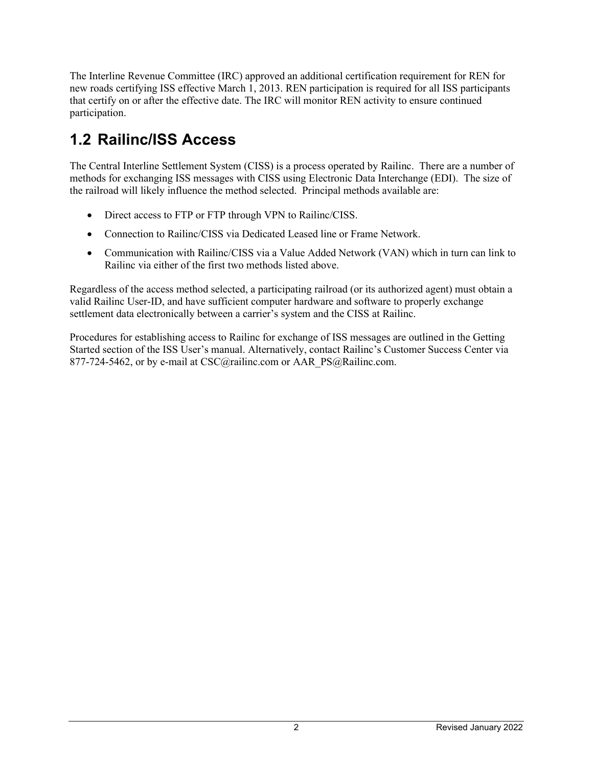The Interline Revenue Committee (IRC) approved an additional certification requirement for REN for new roads certifying ISS effective March 1, 2013. REN participation is required for all ISS participants that certify on or after the effective date. The IRC will monitor REN activity to ensure continued participation.

## 1.2 Railinc/ISS Access

The Central Interline Settlement System (CISS) is a process operated by Railinc. There are a number of methods for exchanging ISS messages with CISS using Electronic Data Interchange (EDI). The size of the railroad will likely influence the method selected. Principal methods available are:

- Direct access to FTP or FTP through VPN to Railinc/CISS.
- Connection to Railinc/CISS via Dedicated Leased line or Frame Network.
- Communication with Railinc/CISS via a Value Added Network (VAN) which in turn can link to Railinc via either of the first two methods listed above.

Regardless of the access method selected, a participating railroad (or its authorized agent) must obtain a valid Railinc User-ID, and have sufficient computer hardware and software to properly exchange settlement data electronically between a carrier's system and the CISS at Railinc.

Procedures for establishing access to Railinc for exchange of ISS messages are outlined in the Getting Started section of the ISS User's manual. Alternatively, contact Railinc's Customer Success Center via 877-724-5462, or by e-mail at CSC@railinc.com or AAR_PS@Railinc.com.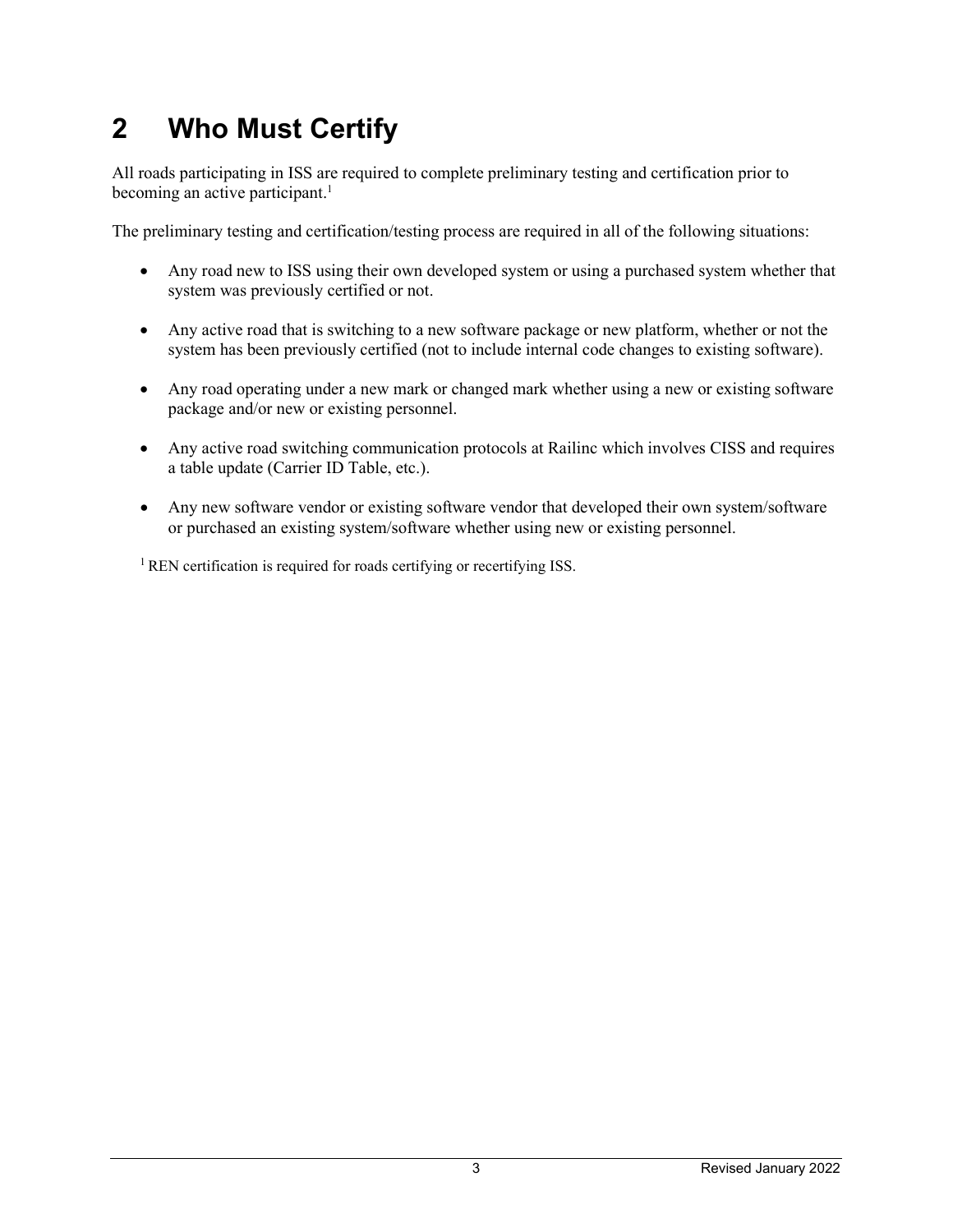# 2 Who Must Certify

All roads participating in ISS are required to complete preliminary testing and certification prior to becoming an active participant.[1]

The preliminary testing and certification/testing process are required in all of the following situations:

- Any road new to ISS using their own developed system or using a purchased system whether that system was previously certified or not.
- Any active road that is switching to a new software package or new platform, whether or not the system has been previously certified (not to include internal code changes to existing software).
- Any road operating under a new mark or changed mark whether using a new or existing software package and/or new or existing personnel.
- Any active road switching communication protocols at Railinc which involves CISS and requires a table update (Carrier ID Table, etc.).
- Any new software vendor or existing software vendor that developed their own system/software or purchased an existing system/software whether using new or existing personnel.

[1] REN certification is required for roads certifying or recertifying ISS.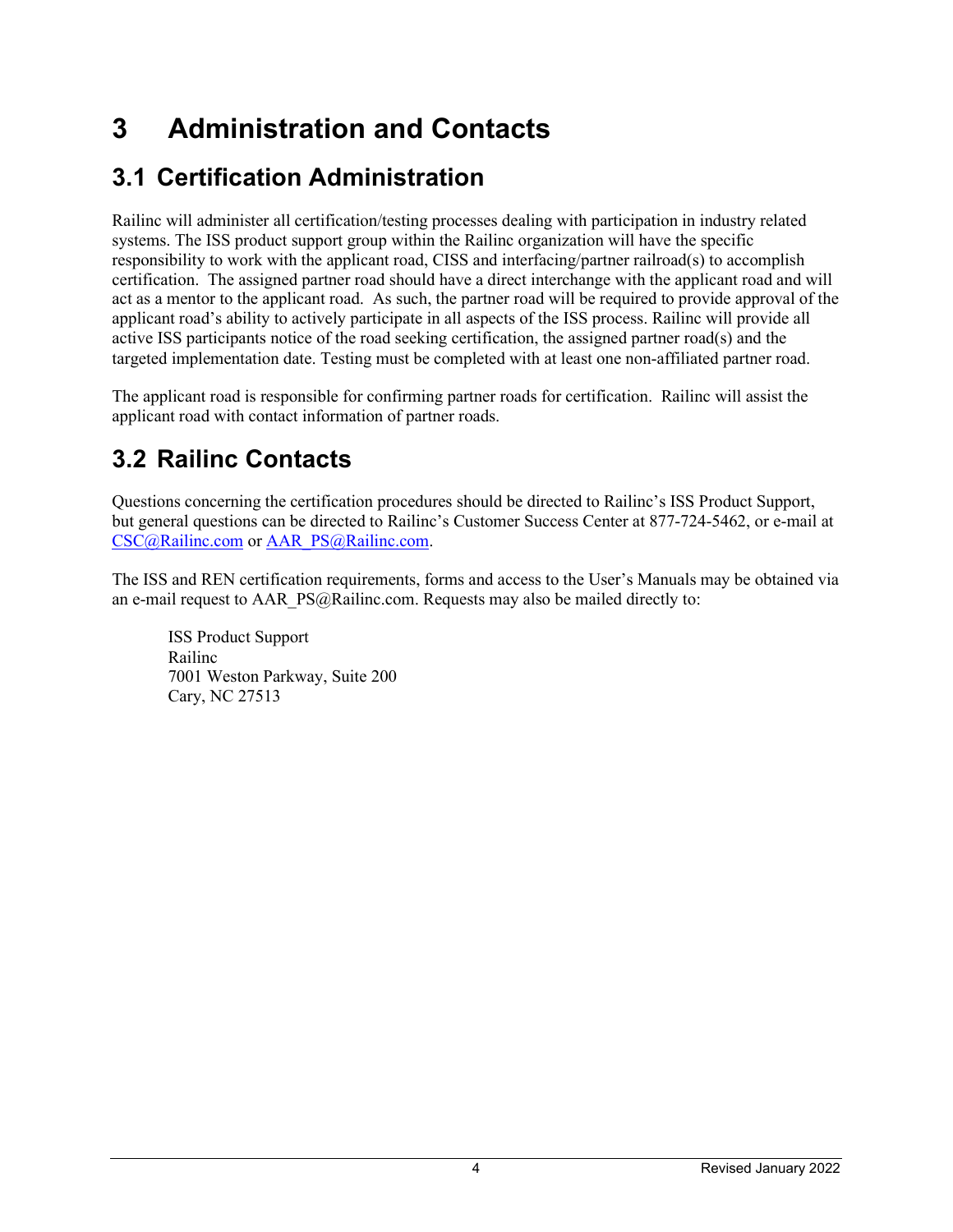# 3 Administration and Contacts

## 3.1 Certification Administration

Railinc will administer all certification/testing processes dealing with participation in industry related systems. The ISS product support group within the Railinc organization will have the specific responsibility to work with the applicant road, CISS and interfacing/partner railroad(s) to accomplish certification. The assigned partner road should have a direct interchange with the applicant road and will act as a mentor to the applicant road. As such, the partner road will be required to provide approval of the applicant road's ability to actively participate in all aspects of the ISS process. Railinc will provide all active ISS participants notice of the road seeking certification, the assigned partner road(s) and the targeted implementation date. Testing must be completed with at least one non-affiliated partner road.

The applicant road is responsible for confirming partner roads for certification. Railinc will assist the applicant road with contact information of partner roads.

## 3.2 Railinc Contacts

Questions concerning the certification procedures should be directed to Railinc's ISS Product Support, but general questions can be directed to Railinc's Customer Success Center at 877-724-5462, or e-mail at CSC@Railinc.com or AAR_PS@Railinc.com.

The ISS and REN certification requirements, forms and access to the User's Manuals may be obtained via an e-mail request to AAR_PS@Railinc.com. Requests may also be mailed directly to:

ISS Product Support
Railinc
7001 Weston Parkway, Suite 200
Cary, NC 27513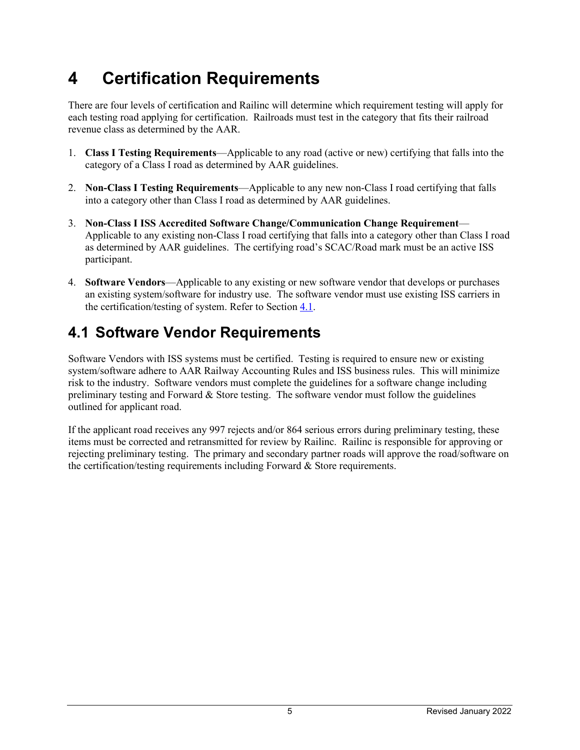# 4 Certification Requirements

There are four levels of certification and Railinc will determine which requirement testing will apply for each testing road applying for certification. Railroads must test in the category that fits their railroad revenue class as determined by the AAR.

1. **Class I Testing Requirements**—Applicable to any road (active or new) certifying that falls into the category of a Class I road as determined by AAR guidelines.
2. **Non-Class I Testing Requirements**—Applicable to any new non-Class I road certifying that falls into a category other than Class I road as determined by AAR guidelines.
3. **Non-Class I ISS Accredited Software Change/Communication Change Requirement**—Applicable to any existing non-Class I road certifying that falls into a category other than Class I road as determined by AAR guidelines. The certifying road's SCAC/Road mark must be an active ISS participant.
4. **Software Vendors**—Applicable to any existing or new software vendor that develops or purchases an existing system/software for industry use. The software vendor must use existing ISS carriers in the certification/testing of system. Refer to Section 4.1.

## 4.1 Software Vendor Requirements

Software Vendors with ISS systems must be certified. Testing is required to ensure new or existing system/software adhere to AAR Railway Accounting Rules and ISS business rules. This will minimize risk to the industry. Software vendors must complete the guidelines for a software change including preliminary testing and Forward & Store testing. The software vendor must follow the guidelines outlined for applicant road.

If the applicant road receives any 997 rejects and/or 864 serious errors during preliminary testing, these items must be corrected and retransmitted for review by Railinc. Railinc is responsible for approving or rejecting preliminary testing. The primary and secondary partner roads will approve the road/software on the certification/testing requirements including Forward & Store requirements.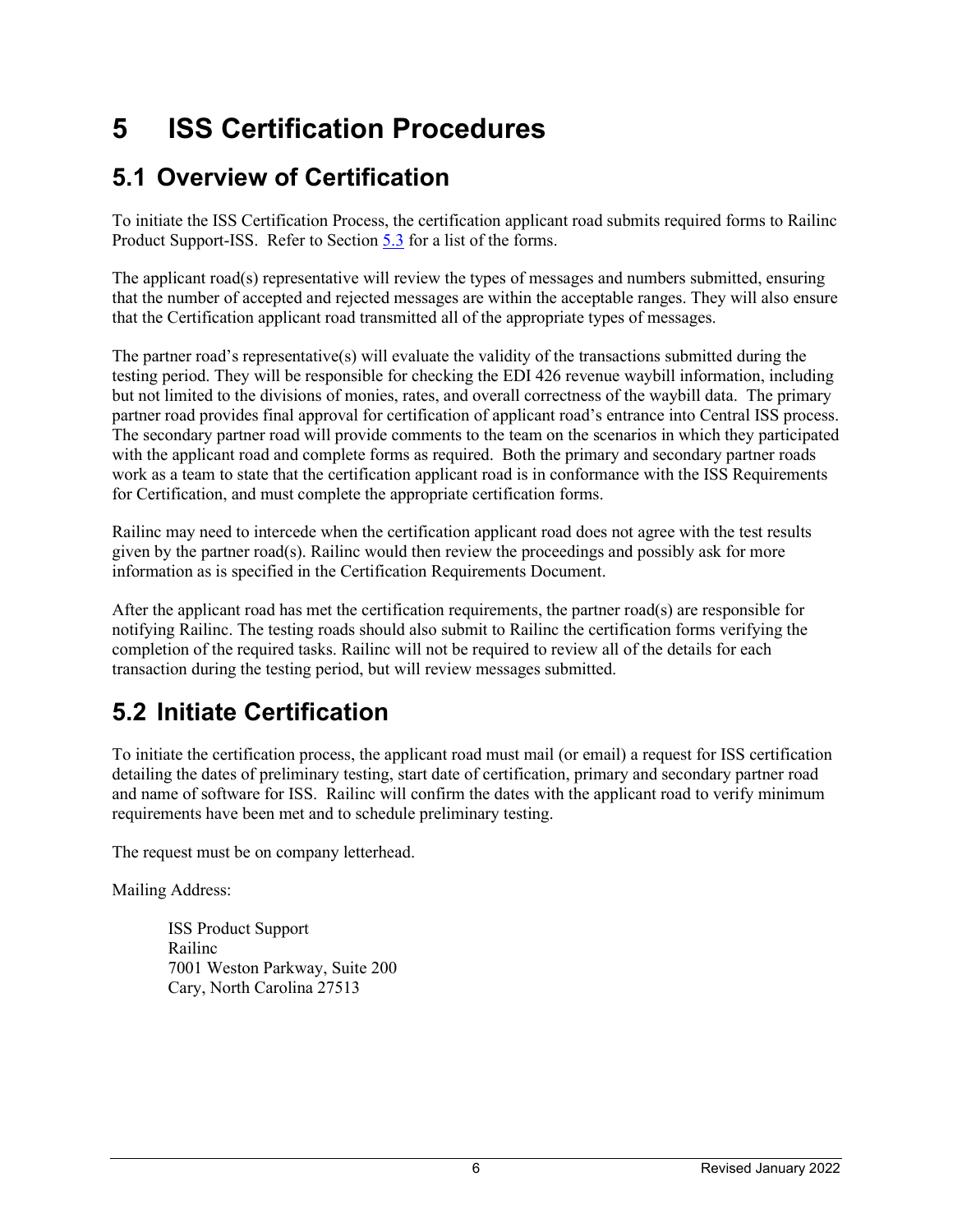# 5 ISS Certification Procedures

## 5.1 Overview of Certification

To initiate the ISS Certification Process, the certification applicant road submits required forms to Railinc Product Support-ISS. Refer to Section 5.3 for a list of the forms.

The applicant road(s) representative will review the types of messages and numbers submitted, ensuring that the number of accepted and rejected messages are within the acceptable ranges. They will also ensure that the Certification applicant road transmitted all of the appropriate types of messages.

The partner road's representative(s) will evaluate the validity of the transactions submitted during the testing period. They will be responsible for checking the EDI 426 revenue waybill information, including but not limited to the divisions of monies, rates, and overall correctness of the waybill data. The primary partner road provides final approval for certification of applicant road's entrance into Central ISS process. The secondary partner road will provide comments to the team on the scenarios in which they participated with the applicant road and complete forms as required. Both the primary and secondary partner roads work as a team to state that the certification applicant road is in conformance with the ISS Requirements for Certification, and must complete the appropriate certification forms.

Railinc may need to intercede when the certification applicant road does not agree with the test results given by the partner road(s). Railinc would then review the proceedings and possibly ask for more information as is specified in the Certification Requirements Document.

After the applicant road has met the certification requirements, the partner road(s) are responsible for notifying Railinc. The testing roads should also submit to Railinc the certification forms verifying the completion of the required tasks. Railinc will not be required to review all of the details for each transaction during the testing period, but will review messages submitted.

## 5.2 Initiate Certification

To initiate the certification process, the applicant road must mail (or email) a request for ISS certification detailing the dates of preliminary testing, start date of certification, primary and secondary partner road and name of software for ISS. Railinc will confirm the dates with the applicant road to verify minimum requirements have been met and to schedule preliminary testing.

The request must be on company letterhead.

Mailing Address:

> ISS Product Support
> Railinc
> 7001 Weston Parkway, Suite 200
> Cary, North Carolina 27513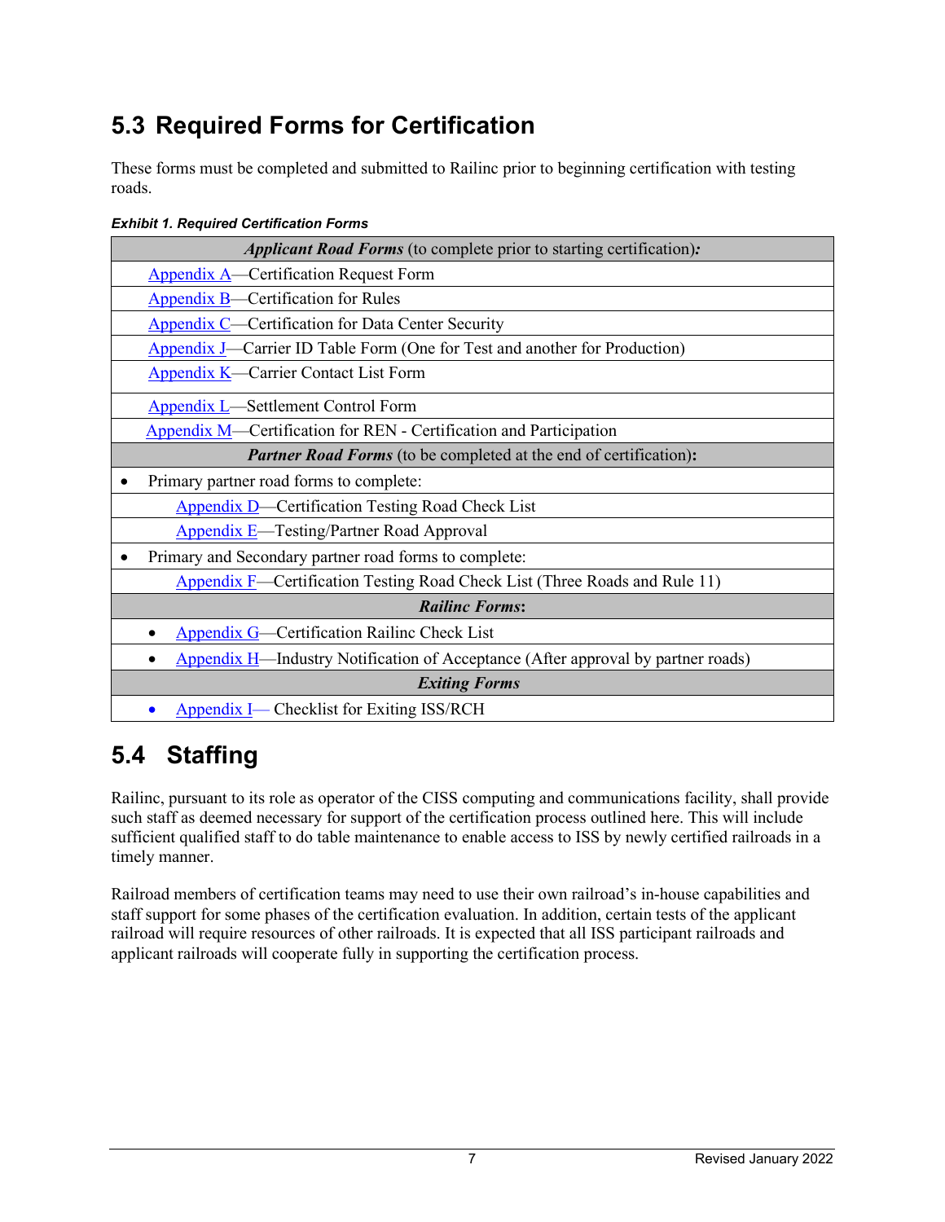## 5.3 Required Forms for Certification

These forms must be completed and submitted to Railinc prior to beginning certification with testing roads.

***Exhibit 1. Required Certification Forms***

| ***Applicant Road Forms*** (to complete prior to starting certification)***:*** |
|---|
| Appendix A—Certification Request Form |
| Appendix B—Certification for Rules |
| Appendix C—Certification for Data Center Security |
| Appendix J—Carrier ID Table Form (One for Test and another for Production) |
| Appendix K—Carrier Contact List Form |
| Appendix L—Settlement Control Form |
| Appendix M—Certification for REN - Certification and Participation |
| ***Partner Road Forms*** (to be completed at the end of certification)**:** |
| • Primary partner road forms to complete: |
| Appendix D—Certification Testing Road Check List |
| Appendix E—Testing/Partner Road Approval |
| • Primary and Secondary partner road forms to complete: |
| Appendix F—Certification Testing Road Check List (Three Roads and Rule 11) |
| ***Railinc Forms*****:** |
| • Appendix G—Certification Railinc Check List |
| • Appendix H—Industry Notification of Acceptance (After approval by partner roads) |
| ***Exiting Forms*** |
| • Appendix I— Checklist for Exiting ISS/RCH |

## 5.4 Staffing

Railinc, pursuant to its role as operator of the CISS computing and communications facility, shall provide such staff as deemed necessary for support of the certification process outlined here. This will include sufficient qualified staff to do table maintenance to enable access to ISS by newly certified railroads in a timely manner.

Railroad members of certification teams may need to use their own railroad's in-house capabilities and staff support for some phases of the certification evaluation. In addition, certain tests of the applicant railroad will require resources of other railroads. It is expected that all ISS participant railroads and applicant railroads will cooperate fully in supporting the certification process.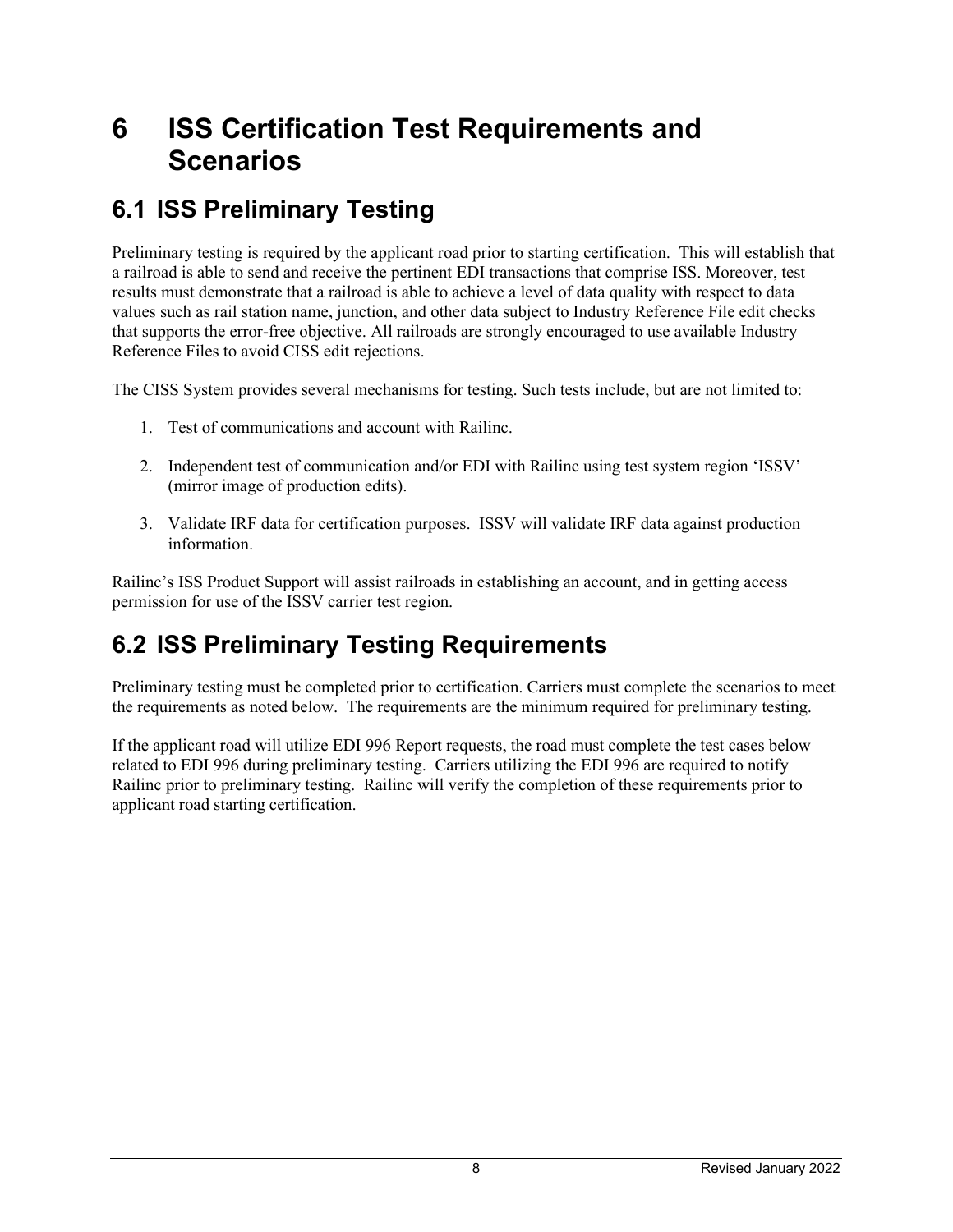# 6 ISS Certification Test Requirements and Scenarios

## 6.1 ISS Preliminary Testing

Preliminary testing is required by the applicant road prior to starting certification. This will establish that a railroad is able to send and receive the pertinent EDI transactions that comprise ISS. Moreover, test results must demonstrate that a railroad is able to achieve a level of data quality with respect to data values such as rail station name, junction, and other data subject to Industry Reference File edit checks that supports the error-free objective. All railroads are strongly encouraged to use available Industry Reference Files to avoid CISS edit rejections.

The CISS System provides several mechanisms for testing. Such tests include, but are not limited to:

1. Test of communications and account with Railinc.
2. Independent test of communication and/or EDI with Railinc using test system region 'ISSV' (mirror image of production edits).
3. Validate IRF data for certification purposes. ISSV will validate IRF data against production information.

Railinc's ISS Product Support will assist railroads in establishing an account, and in getting access permission for use of the ISSV carrier test region.

## 6.2 ISS Preliminary Testing Requirements

Preliminary testing must be completed prior to certification. Carriers must complete the scenarios to meet the requirements as noted below. The requirements are the minimum required for preliminary testing.

If the applicant road will utilize EDI 996 Report requests, the road must complete the test cases below related to EDI 996 during preliminary testing. Carriers utilizing the EDI 996 are required to notify Railinc prior to preliminary testing. Railinc will verify the completion of these requirements prior to applicant road starting certification.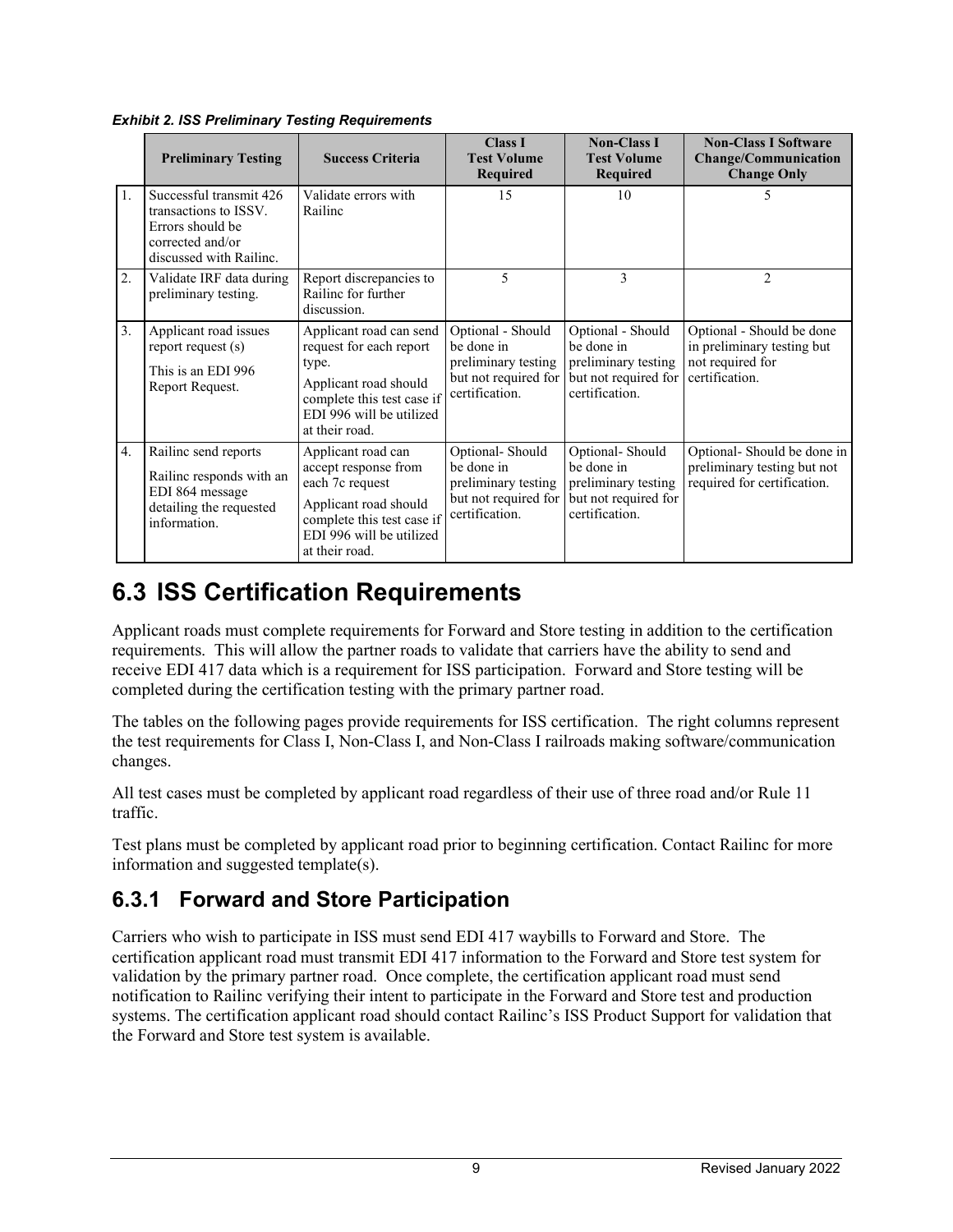***Exhibit 2. ISS Preliminary Testing Requirements***

| | Preliminary Testing | Success Criteria | Class I Test Volume Required | Non-Class I Test Volume Required | Non-Class I Software Change/Communication Change Only |
|---|---|---|---|---|---|
| 1. | Successful transmit 426 transactions to ISSV. Errors should be corrected and/or discussed with Railinc. | Validate errors with Railinc | 15 | 10 | 5 |
| 2. | Validate IRF data during preliminary testing. | Report discrepancies to Railinc for further discussion. | 5 | 3 | 2 |
| 3. | Applicant road issues report request (s)<br><br>This is an EDI 996 Report Request. | Applicant road can send request for each report type.<br><br>Applicant road should complete this test case if EDI 996 will be utilized at their road. | Optional - Should be done in preliminary testing but not required for certification. | Optional - Should be done in preliminary testing but not required for certification. | Optional - Should be done in preliminary testing but not required for certification. |
| 4. | Railinc send reports<br><br>Railinc responds with an EDI 864 message detailing the requested information. | Applicant road can accept response from each 7c request<br><br>Applicant road should complete this test case if EDI 996 will be utilized at their road. | Optional- Should be done in preliminary testing but not required for certification. | Optional- Should be done in preliminary testing but not required for certification. | Optional- Should be done in preliminary testing but not required for certification. |

## 6.3 ISS Certification Requirements

Applicant roads must complete requirements for Forward and Store testing in addition to the certification requirements. This will allow the partner roads to validate that carriers have the ability to send and receive EDI 417 data which is a requirement for ISS participation. Forward and Store testing will be completed during the certification testing with the primary partner road.

The tables on the following pages provide requirements for ISS certification. The right columns represent the test requirements for Class I, Non-Class I, and Non-Class I railroads making software/communication changes.

All test cases must be completed by applicant road regardless of their use of three road and/or Rule 11 traffic.

Test plans must be completed by applicant road prior to beginning certification. Contact Railinc for more information and suggested template(s).

### 6.3.1 Forward and Store Participation

Carriers who wish to participate in ISS must send EDI 417 waybills to Forward and Store. The certification applicant road must transmit EDI 417 information to the Forward and Store test system for validation by the primary partner road. Once complete, the certification applicant road must send notification to Railinc verifying their intent to participate in the Forward and Store test and production systems. The certification applicant road should contact Railinc's ISS Product Support for validation that the Forward and Store test system is available.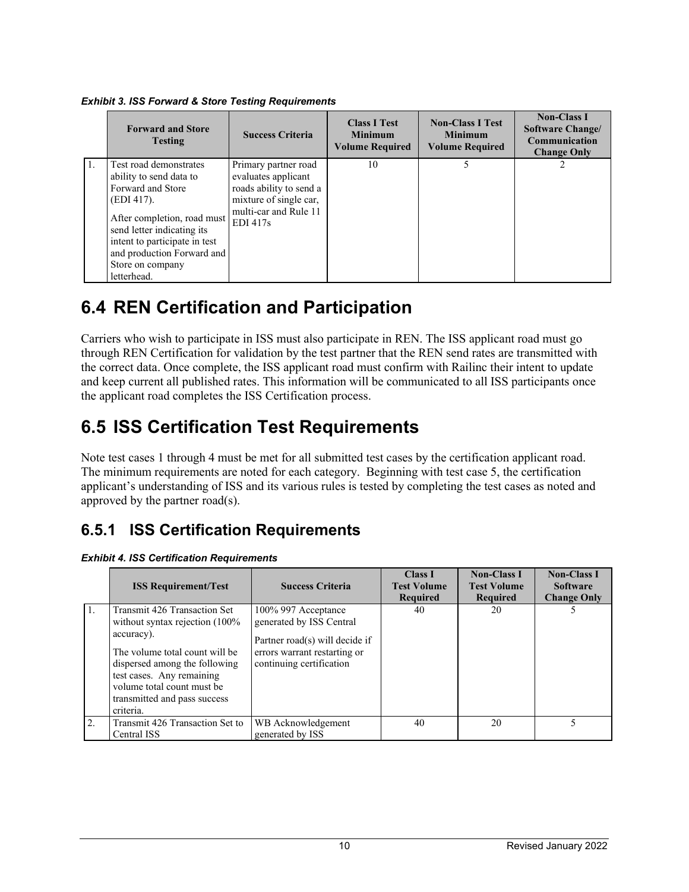*Exhibit 3. ISS Forward & Store Testing Requirements*

| | Forward and Store Testing | Success Criteria | Class I Test Minimum Volume Required | Non-Class I Test Minimum Volume Required | Non-Class I Software Change/ Communication Change Only |
|---|---|---|---|---|---|
| 1. | Test road demonstrates ability to send data to Forward and Store (EDI 417). After completion, road must send letter indicating its intent to participate in test and production Forward and Store on company letterhead. | Primary partner road evaluates applicant roads ability to send a mixture of single car, multi-car and Rule 11 EDI 417s | 10 | 5 | 2 |

# 6.4 REN Certification and Participation

Carriers who wish to participate in ISS must also participate in REN. The ISS applicant road must go through REN Certification for validation by the test partner that the REN send rates are transmitted with the correct data. Once complete, the ISS applicant road must confirm with Railinc their intent to update and keep current all published rates. This information will be communicated to all ISS participants once the applicant road completes the ISS Certification process.

# 6.5 ISS Certification Test Requirements

Note test cases 1 through 4 must be met for all submitted test cases by the certification applicant road. The minimum requirements are noted for each category. Beginning with test case 5, the certification applicant's understanding of ISS and its various rules is tested by completing the test cases as noted and approved by the partner road(s).

## 6.5.1 ISS Certification Requirements

*Exhibit 4. ISS Certification Requirements*

| | ISS Requirement/Test | Success Criteria | Class I Test Volume Required | Non-Class I Test Volume Required | Non-Class I Software Change Only |
|---|---|---|---|---|---|
| 1. | Transmit 426 Transaction Set without syntax rejection (100% accuracy). The volume total count will be dispersed among the following test cases. Any remaining volume total count must be transmitted and pass success criteria. | 100% 997 Acceptance generated by ISS Central. Partner road(s) will decide if errors warrant restarting or continuing certification | 40 | 20 | 5 |
| 2. | Transmit 426 Transaction Set to Central ISS | WB Acknowledgement generated by ISS | 40 | 20 | 5 |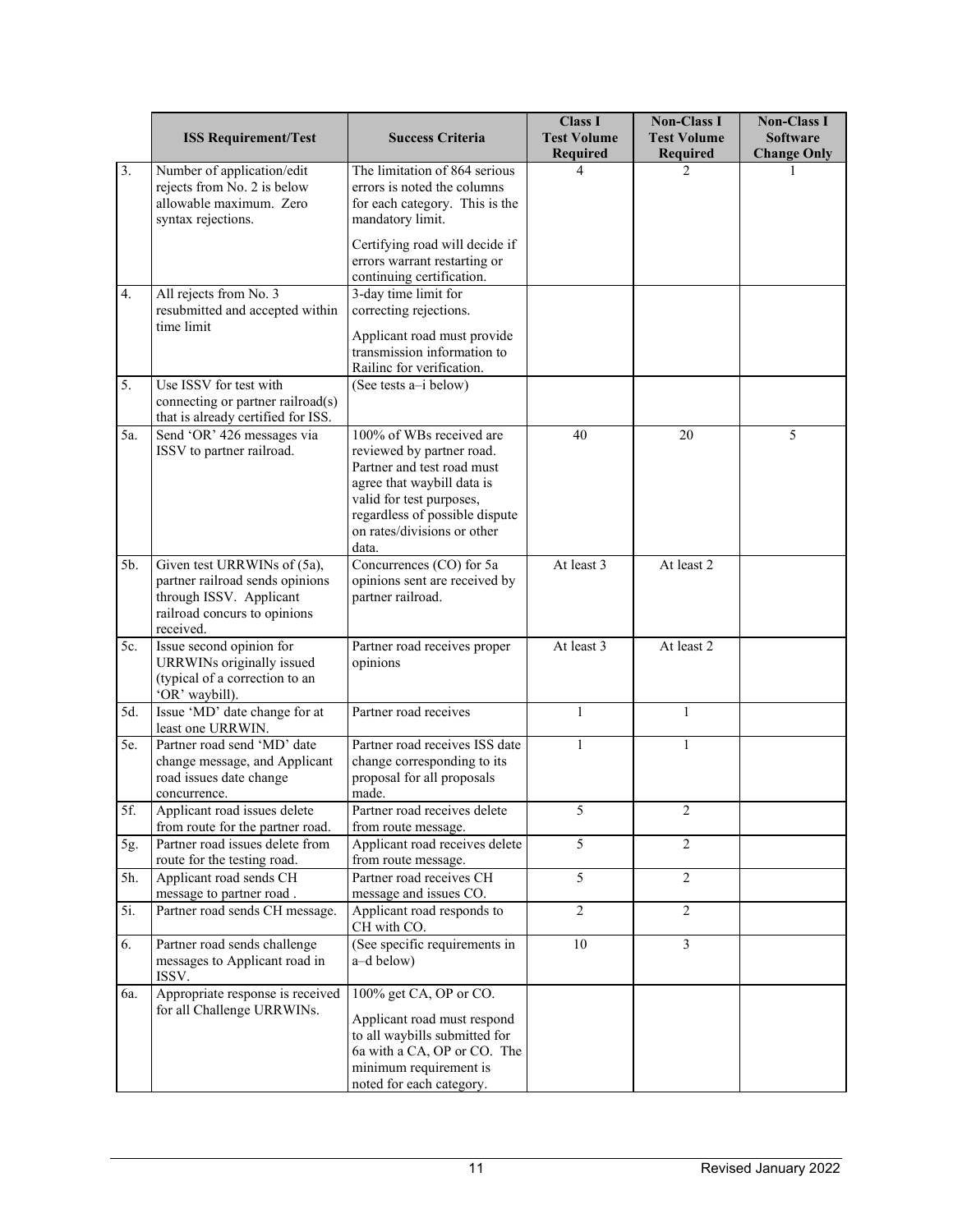| | ISS Requirement/Test | Success Criteria | Class I Test Volume Required | Non-Class I Test Volume Required | Non-Class I Software Change Only |
|---|---|---|---|---|---|
| 3. | Number of application/edit rejects from No. 2 is below allowable maximum. Zero syntax rejections. | The limitation of 864 serious errors is noted the columns for each category. This is the mandatory limit.<br><br>Certifying road will decide if errors warrant restarting or continuing certification. | 4 | 2 | 1 |
| 4. | All rejects from No. 3 resubmitted and accepted within time limit | 3-day time limit for correcting rejections.<br><br>Applicant road must provide transmission information to Railinc for verification. | | | |
| 5. | Use ISSV for test with connecting or partner railroad(s) that is already certified for ISS. | (See tests a–i below) | | | |
| 5a. | Send 'OR' 426 messages via ISSV to partner railroad. | 100% of WBs received are reviewed by partner road. Partner and test road must agree that waybill data is valid for test purposes, regardless of possible dispute on rates/divisions or other data. | 40 | 20 | 5 |
| 5b. | Given test URRWINs of (5a), partner railroad sends opinions through ISSV. Applicant railroad concurs to opinions received. | Concurrences (CO) for 5a opinions sent are received by partner railroad. | At least 3 | At least 2 | |
| 5c. | Issue second opinion for URRWINs originally issued (typical of a correction to an 'OR' waybill). | Partner road receives proper opinions | At least 3 | At least 2 | |
| 5d. | Issue 'MD' date change for at least one URRWIN. | Partner road receives | 1 | 1 | |
| 5e. | Partner road send 'MD' date change message, and Applicant road issues date change concurrence. | Partner road receives ISS date change corresponding to its proposal for all proposals made. | 1 | 1 | |
| 5f. | Applicant road issues delete from route for the partner road. | Partner road receives delete from route message. | 5 | 2 | |
| 5g. | Partner road issues delete from route for the testing road. | Applicant road receives delete from route message. | 5 | 2 | |
| 5h. | Applicant road sends CH message to partner road . | Partner road receives CH message and issues CO. | 5 | 2 | |
| 5i. | Partner road sends CH message. | Applicant road responds to CH with CO. | 2 | 2 | |
| 6. | Partner road sends challenge messages to Applicant road in ISSV. | (See specific requirements in a–d below) | 10 | 3 | |
| 6a. | Appropriate response is received for all Challenge URRWINs. | 100% get CA, OP or CO.<br><br>Applicant road must respond to all waybills submitted for 6a with a CA, OP or CO. The minimum requirement is noted for each category. | | | |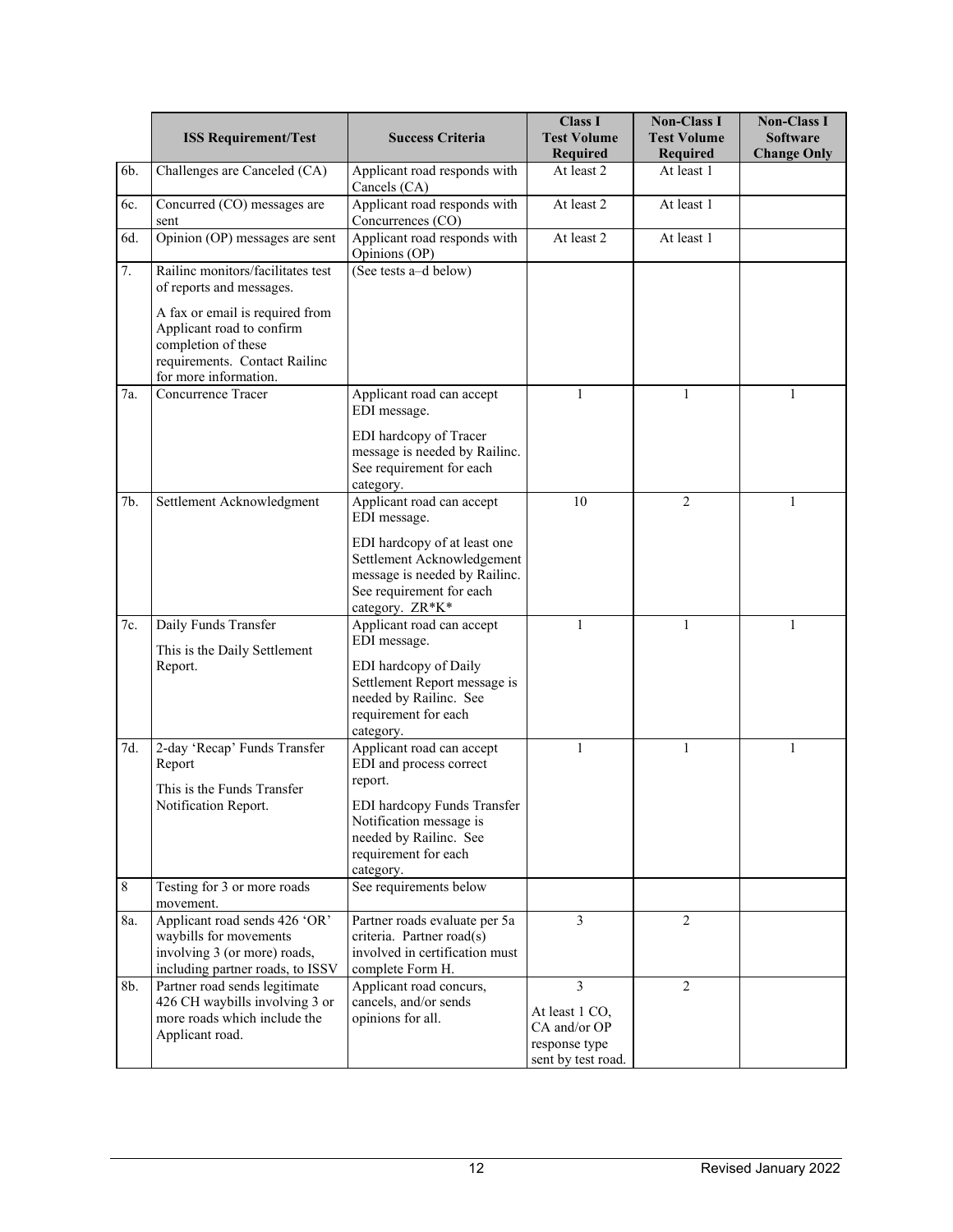|  | ISS Requirement/Test | Success Criteria | Class I Test Volume Required | Non-Class I Test Volume Required | Non-Class I Software Change Only |
|---|---|---|---|---|---|
| 6b. | Challenges are Canceled (CA) | Applicant road responds with Cancels (CA) | At least 2 | At least 1 |  |
| 6c. | Concurred (CO) messages are sent | Applicant road responds with Concurrences (CO) | At least 2 | At least 1 |  |
| 6d. | Opinion (OP) messages are sent | Applicant road responds with Opinions (OP) | At least 2 | At least 1 |  |
| 7. | Railinc monitors/facilitates test of reports and messages.<br><br>A fax or email is required from Applicant road to confirm completion of these requirements. Contact Railinc for more information. | (See tests a–d below) |  |  |  |
| 7a. | Concurrence Tracer | Applicant road can accept EDI message.<br><br>EDI hardcopy of Tracer message is needed by Railinc. See requirement for each category. | 1 | 1 | 1 |
| 7b. | Settlement Acknowledgment | Applicant road can accept EDI message.<br><br>EDI hardcopy of at least one Settlement Acknowledgement message is needed by Railinc. See requirement for each category. ZR*K* | 10 | 2 | 1 |
| 7c. | Daily Funds Transfer<br><br>This is the Daily Settlement Report. | Applicant road can accept EDI message.<br><br>EDI hardcopy of Daily Settlement Report message is needed by Railinc. See requirement for each category. | 1 | 1 | 1 |
| 7d. | 2-day 'Recap' Funds Transfer Report<br><br>This is the Funds Transfer Notification Report. | Applicant road can accept EDI and process correct report.<br><br>EDI hardcopy Funds Transfer Notification message is needed by Railinc. See requirement for each category. | 1 | 1 | 1 |
| 8 | Testing for 3 or more roads movement. | See requirements below |  |  |  |
| 8a. | Applicant road sends 426 'OR' waybills for movements involving 3 (or more) roads, including partner roads, to ISSV | Partner roads evaluate per 5a criteria. Partner road(s) involved in certification must complete Form H. | 3 | 2 |  |
| 8b. | Partner road sends legitimate 426 CH waybills involving 3 or more roads which include the Applicant road. | Applicant road concurs, cancels, and/or sends opinions for all. | 3<br><br>At least 1 CO, CA and/or OP response type sent by test road. | 2 |  |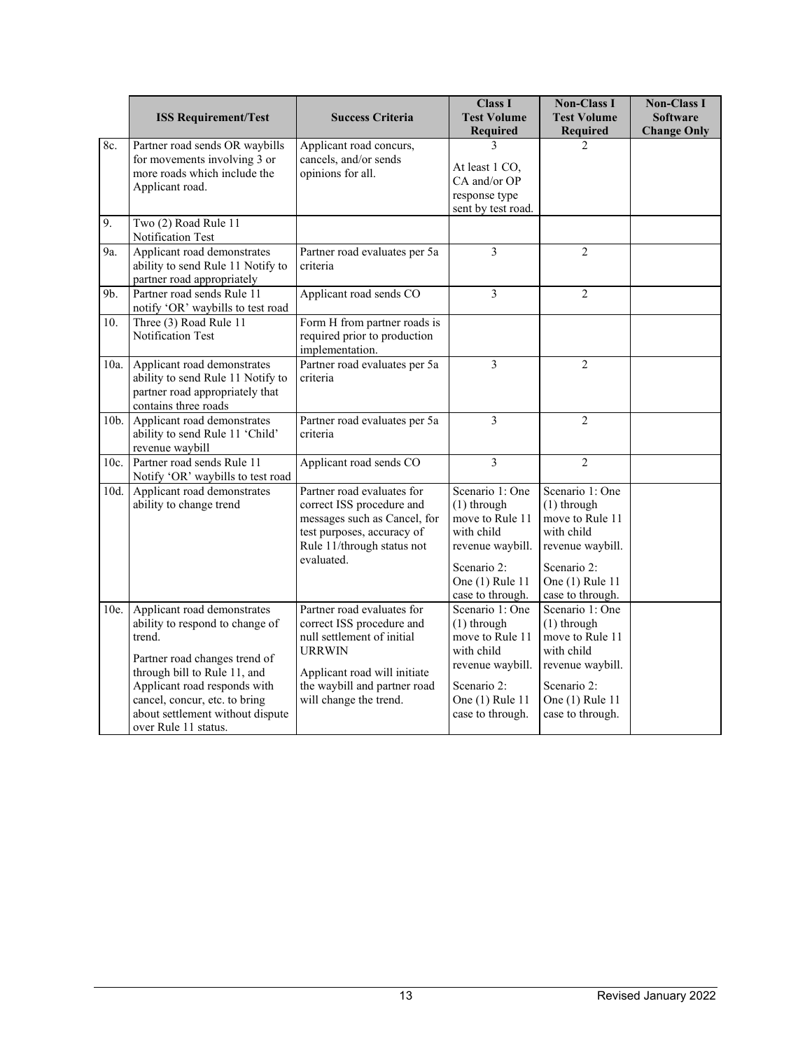| | ISS Requirement/Test | Success Criteria | Class I Test Volume Required | Non-Class I Test Volume Required | Non-Class I Software Change Only |
|---|---|---|---|---|---|
| 8c. | Partner road sends OR waybills for movements involving 3 or more roads which include the Applicant road. | Applicant road concurs, cancels, and/or sends opinions for all. | 3<br><br>At least 1 CO, CA and/or OP response type sent by test road. | 2 | |
| 9. | Two (2) Road Rule 11 Notification Test | | | | |
| 9a. | Applicant road demonstrates ability to send Rule 11 Notify to partner road appropriately | Partner road evaluates per 5a criteria | 3 | 2 | |
| 9b. | Partner road sends Rule 11 notify 'OR' waybills to test road | Applicant road sends CO | 3 | 2 | |
| 10. | Three (3) Road Rule 11 Notification Test | Form H from partner roads is required prior to production implementation. | | | |
| 10a. | Applicant road demonstrates ability to send Rule 11 Notify to partner road appropriately that contains three roads | Partner road evaluates per 5a criteria | 3 | 2 | |
| 10b. | Applicant road demonstrates ability to send Rule 11 'Child' revenue waybill | Partner road evaluates per 5a criteria | 3 | 2 | |
| 10c. | Partner road sends Rule 11 Notify 'OR' waybills to test road | Applicant road sends CO | 3 | 2 | |
| 10d. | Applicant road demonstrates ability to change trend | Partner road evaluates for correct ISS procedure and messages such as Cancel, for test purposes, accuracy of Rule 11/through status not evaluated. | Scenario 1: One (1) through move to Rule 11 with child revenue waybill.<br><br>Scenario 2: One (1) Rule 11 case to through. | Scenario 1: One (1) through move to Rule 11 with child revenue waybill.<br><br>Scenario 2: One (1) Rule 11 case to through. | |
| 10e. | Applicant road demonstrates ability to respond to change of trend.<br><br>Partner road changes trend of through bill to Rule 11, and Applicant road responds with cancel, concur, etc. to bring about settlement without dispute over Rule 11 status. | Partner road evaluates for correct ISS procedure and null settlement of initial URRWIN<br><br>Applicant road will initiate the waybill and partner road will change the trend. | Scenario 1: One (1) through move to Rule 11 with child revenue waybill.<br><br>Scenario 2: One (1) Rule 11 case to through. | Scenario 1: One (1) through move to Rule 11 with child revenue waybill.<br><br>Scenario 2: One (1) Rule 11 case to through. | |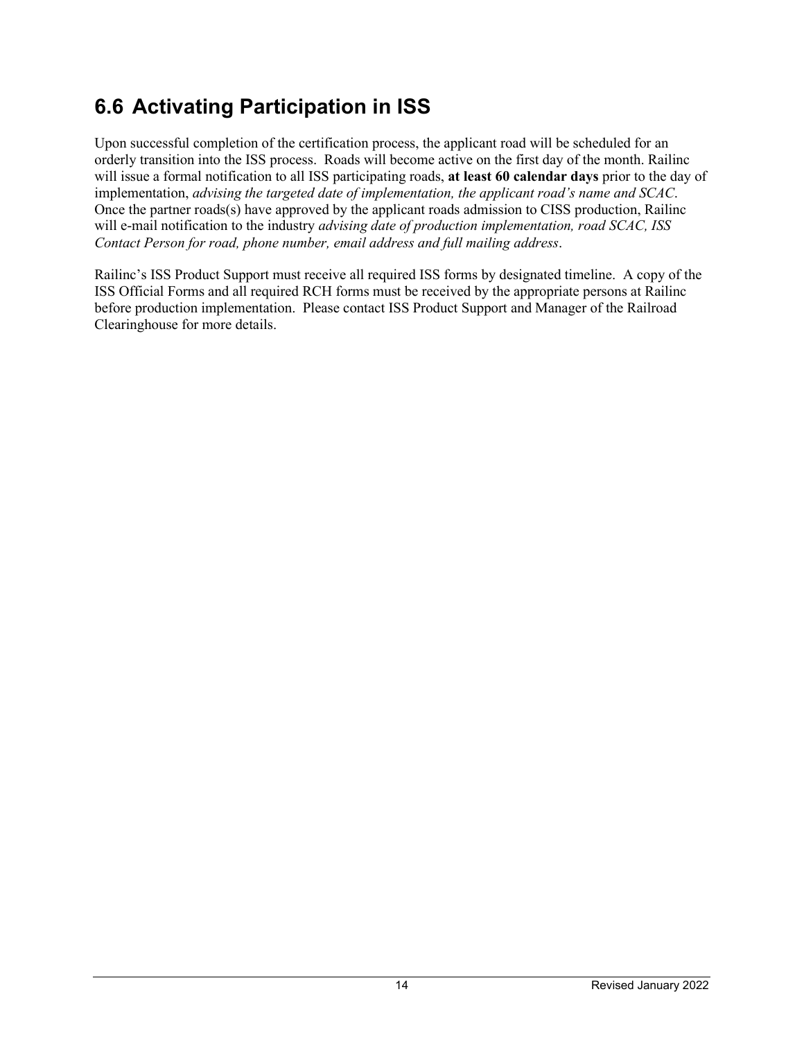## 6.6 Activating Participation in ISS

Upon successful completion of the certification process, the applicant road will be scheduled for an orderly transition into the ISS process. Roads will become active on the first day of the month. Railinc will issue a formal notification to all ISS participating roads, **at least 60 calendar days** prior to the day of implementation, *advising the targeted date of implementation, the applicant road's name and SCAC*. Once the partner roads(s) have approved by the applicant roads admission to CISS production, Railinc will e-mail notification to the industry *advising date of production implementation, road SCAC, ISS Contact Person for road, phone number, email address and full mailing address*.

Railinc's ISS Product Support must receive all required ISS forms by designated timeline. A copy of the ISS Official Forms and all required RCH forms must be received by the appropriate persons at Railinc before production implementation. Please contact ISS Product Support and Manager of the Railroad Clearinghouse for more details.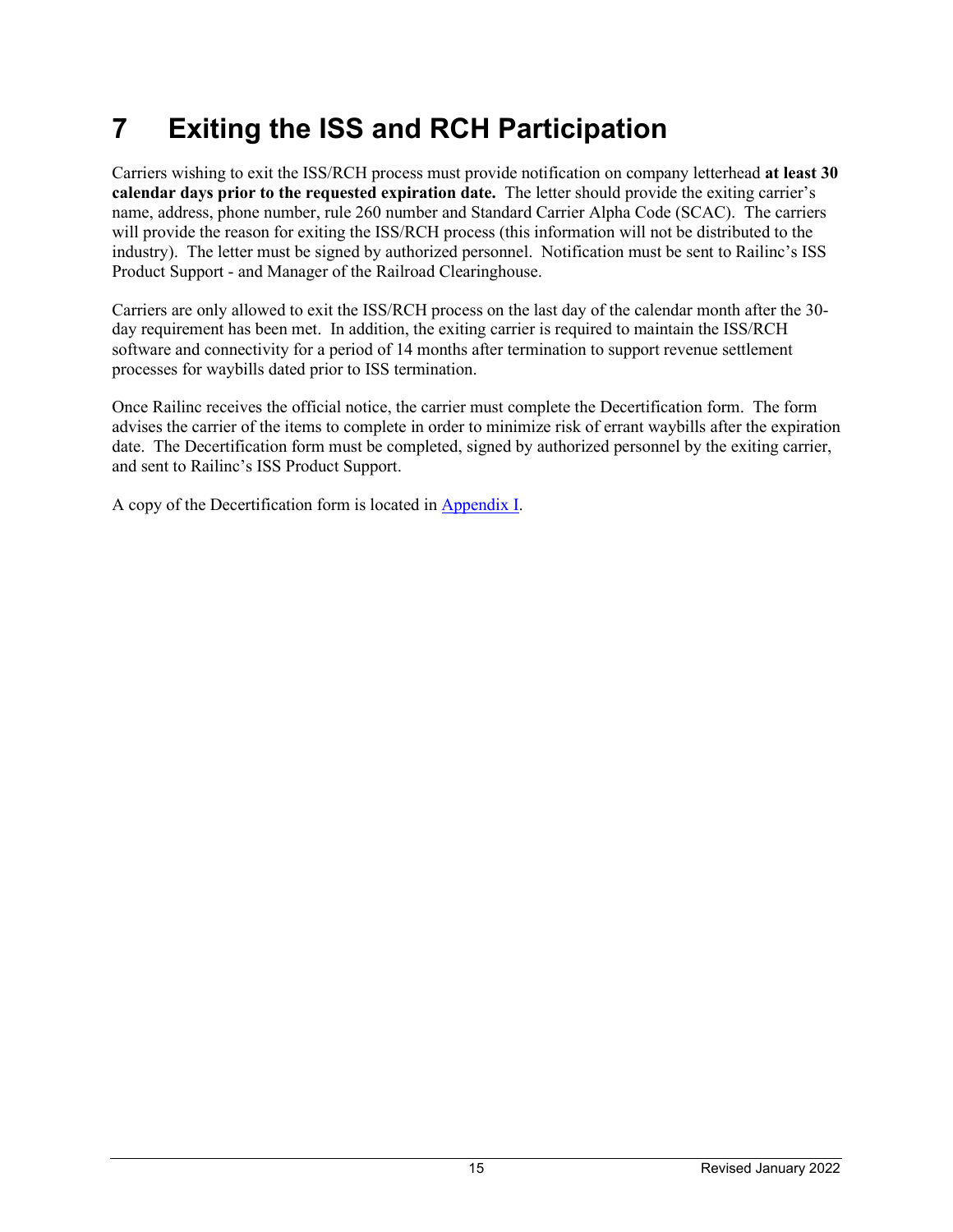# 7 Exiting the ISS and RCH Participation

Carriers wishing to exit the ISS/RCH process must provide notification on company letterhead **at least 30 calendar days prior to the requested expiration date.** The letter should provide the exiting carrier's name, address, phone number, rule 260 number and Standard Carrier Alpha Code (SCAC). The carriers will provide the reason for exiting the ISS/RCH process (this information will not be distributed to the industry). The letter must be signed by authorized personnel. Notification must be sent to Railinc's ISS Product Support - and Manager of the Railroad Clearinghouse.

Carriers are only allowed to exit the ISS/RCH process on the last day of the calendar month after the 30-day requirement has been met. In addition, the exiting carrier is required to maintain the ISS/RCH software and connectivity for a period of 14 months after termination to support revenue settlement processes for waybills dated prior to ISS termination.

Once Railinc receives the official notice, the carrier must complete the Decertification form. The form advises the carrier of the items to complete in order to minimize risk of errant waybills after the expiration date. The Decertification form must be completed, signed by authorized personnel by the exiting carrier, and sent to Railinc's ISS Product Support.

A copy of the Decertification form is located in Appendix I.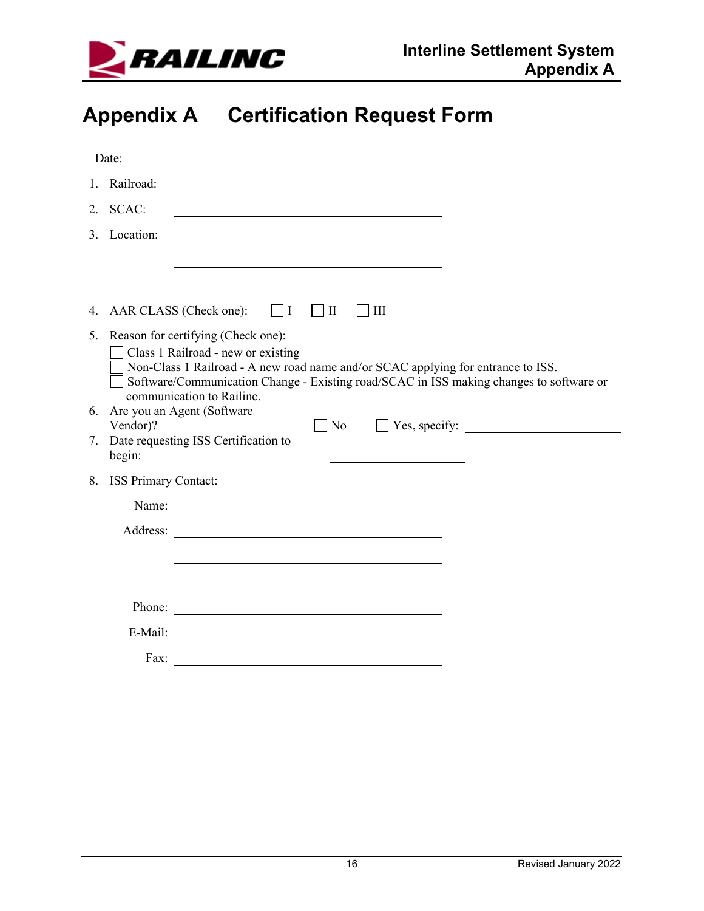# Appendix A Certification Request Form

Date: ____________________

1. Railroad: ________________________________________

2. SCAC: ________________________________________

3. Location: ________________________________________

   ________________________________________

   ________________________________________

4. AAR CLASS (Check one): ☐ I ☐ II ☐ III

5. Reason for certifying (Check one):
   - ☐ Class 1 Railroad - new or existing
   - ☐ Non-Class 1 Railroad - A new road name and/or SCAC applying for entrance to ISS.
   - ☐ Software/Communication Change - Existing road/SCAC in ISS making changes to software or communication to Railinc.

6. Are you an Agent (Software Vendor)? ☐ No ☐ Yes, specify: ____________________

7. Date requesting ISS Certification to begin: ____________________

8. ISS Primary Contact:

   Name: ________________________________________

   Address: ________________________________________

   ________________________________________

   ________________________________________

   Phone: ________________________________________

   E-Mail: ________________________________________

   Fax: ________________________________________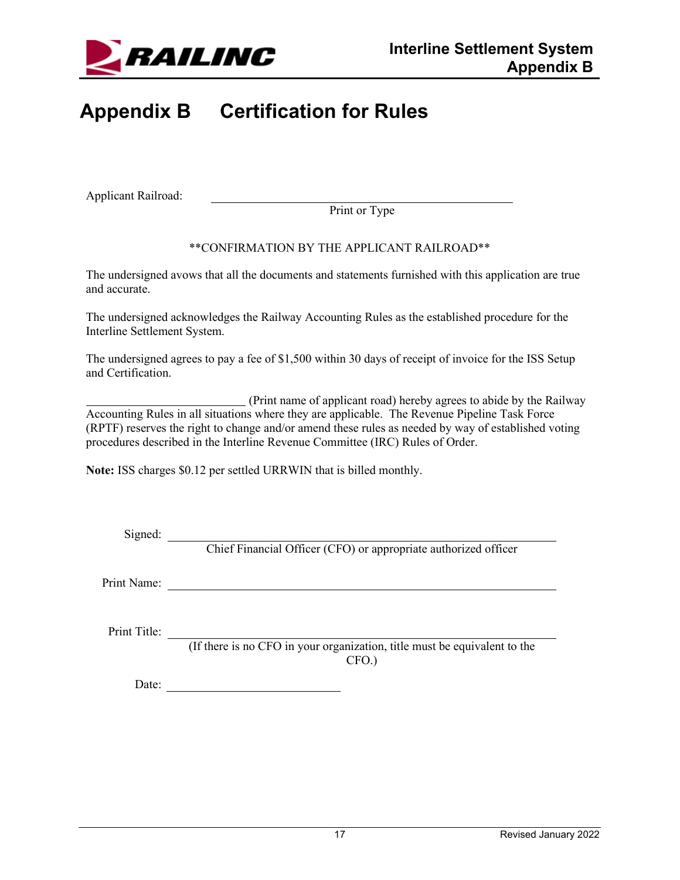# Appendix B Certification for Rules

Applicant Railroad: ______________________________________________

Print or Type

**CONFIRMATION BY THE APPLICANT RAILROAD**

The undersigned avows that all the documents and statements furnished with this application are true and accurate.

The undersigned acknowledges the Railway Accounting Rules as the established procedure for the Interline Settlement System.

The undersigned agrees to pay a fee of $1,500 within 30 days of receipt of invoice for the ISS Setup and Certification.

__________________________ (Print name of applicant road) hereby agrees to abide by the Railway Accounting Rules in all situations where they are applicable. The Revenue Pipeline Task Force (RPTF) reserves the right to change and/or amend these rules as needed by way of established voting procedures described in the Interline Revenue Committee (IRC) Rules of Order.

**Note:** ISS charges $0.12 per settled URRWIN that is billed monthly.

Signed: ______________________________________________

Chief Financial Officer (CFO) or appropriate authorized officer

Print Name: ______________________________________________

Print Title: ______________________________________________

(If there is no CFO in your organization, title must be equivalent to the CFO.)

Date: ____________________________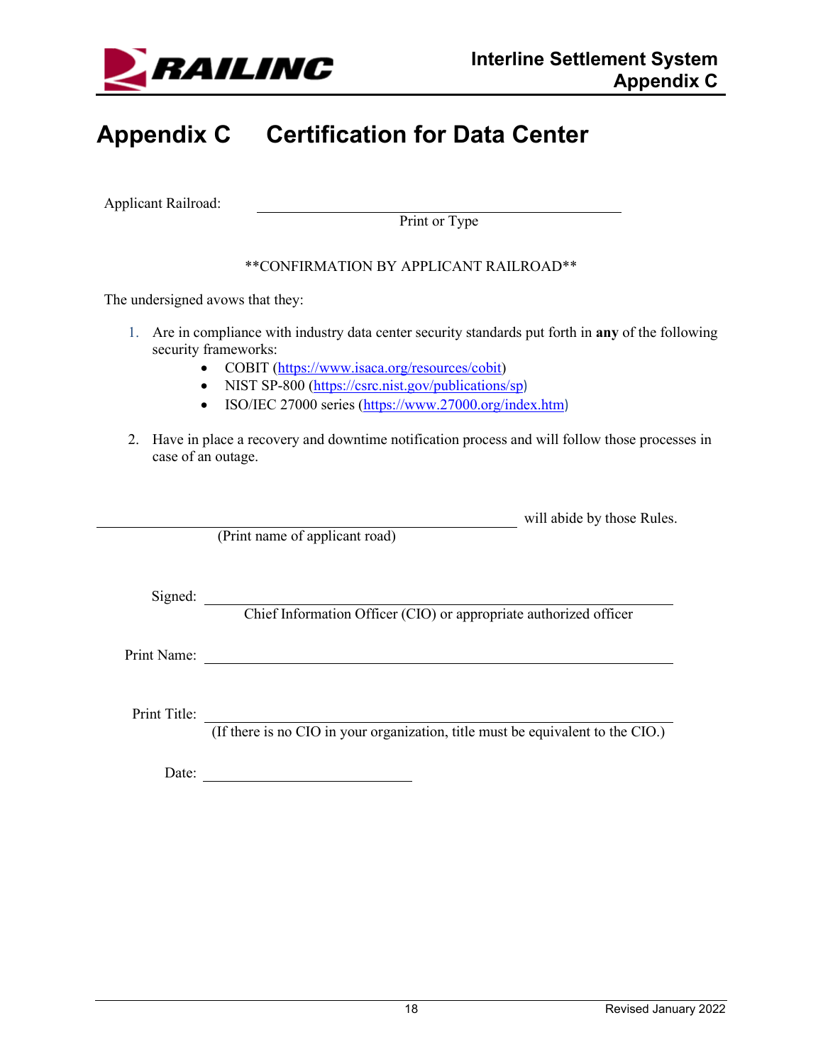# Appendix C Certification for Data Center

Applicant Railroad: ______________________________________________
Print or Type

\*\*CONFIRMATION BY APPLICANT RAILROAD\*\*

The undersigned avows that they:

1. Are in compliance with industry data center security standards put forth in **any** of the following security frameworks:
   - COBIT (https://www.isaca.org/resources/cobit)
   - NIST SP-800 (https://csrc.nist.gov/publications/sp)
   - ISO/IEC 27000 series (https://www.27000.org/index.htm)

2. Have in place a recovery and downtime notification process and will follow those processes in case of an outage.

______________________________________________ will abide by those Rules.
(Print name of applicant road)

Signed: ______________________________________________
Chief Information Officer (CIO) or appropriate authorized officer

Print Name: ______________________________________________

Print Title: ______________________________________________
(If there is no CIO in your organization, title must be equivalent to the CIO.)

Date: ____________________________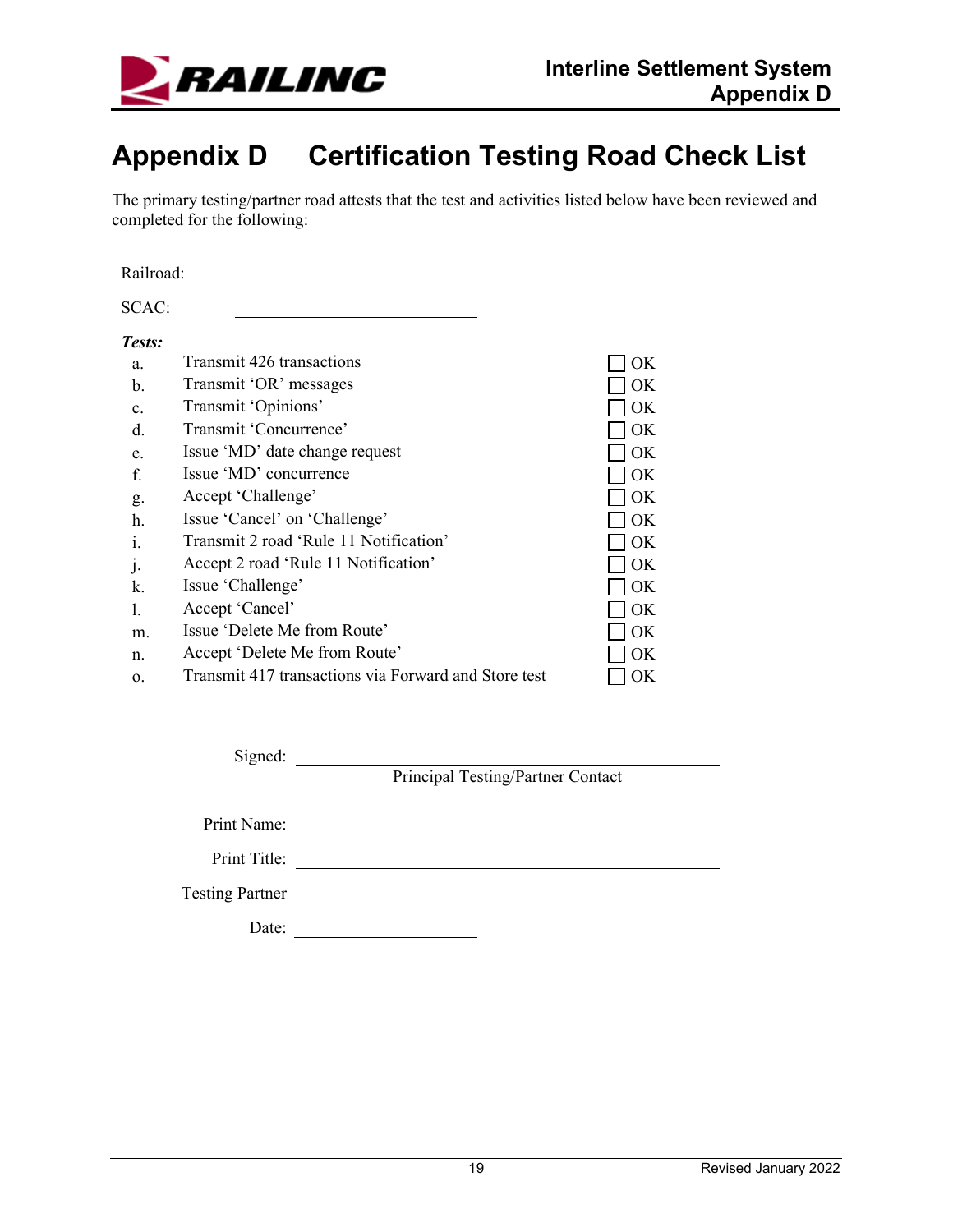# Appendix D Certification Testing Road Check List

The primary testing/partner road attests that the test and activities listed below have been reviewed and completed for the following:

Railroad: ______________________________

SCAC: ______________________________

***Tests:***

| | Test | |
|---|---|---|
| a. | Transmit 426 transactions | ☐ OK |
| b. | Transmit 'OR' messages | ☐ OK |
| c. | Transmit 'Opinions' | ☐ OK |
| d. | Transmit 'Concurrence' | ☐ OK |
| e. | Issue 'MD' date change request | ☐ OK |
| f. | Issue 'MD' concurrence | ☐ OK |
| g. | Accept 'Challenge' | ☐ OK |
| h. | Issue 'Cancel' on 'Challenge' | ☐ OK |
| i. | Transmit 2 road 'Rule 11 Notification' | ☐ OK |
| j. | Accept 2 road 'Rule 11 Notification' | ☐ OK |
| k. | Issue 'Challenge' | ☐ OK |
| l. | Accept 'Cancel' | ☐ OK |
| m. | Issue 'Delete Me from Route' | ☐ OK |
| n. | Accept 'Delete Me from Route' | ☐ OK |
| o. | Transmit 417 transactions via Forward and Store test | ☐ OK |

Signed: ______________________________
Principal Testing/Partner Contact

Print Name: ______________________________

Print Title: ______________________________

Testing Partner ______________________________

Date: ______________________________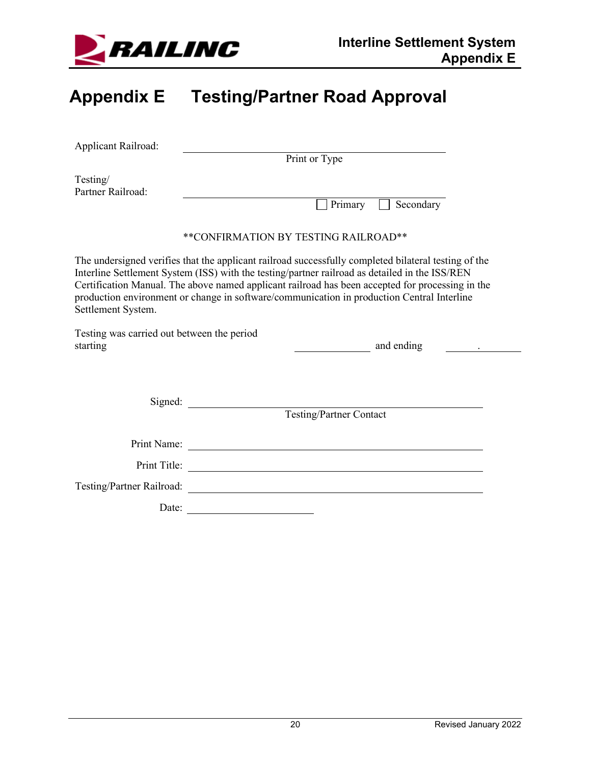# Appendix E  Testing/Partner Road Approval

Applicant Railroad: ______________________________
Print or Type

Testing/
Partner Railroad: ______________________________
☐ Primary ☐ Secondary

**CONFIRMATION BY TESTING RAILROAD**

The undersigned verifies that the applicant railroad successfully completed bilateral testing of the Interline Settlement System (ISS) with the testing/partner railroad as detailed in the ISS/REN Certification Manual. The above named applicant railroad has been accepted for processing in the production environment or change in software/communication in production Central Interline Settlement System.

Testing was carried out between the period starting ______________ and ending ______________.

Signed: ______________________________
Testing/Partner Contact

Print Name: ______________________________

Print Title: ______________________________

Testing/Partner Railroad: ______________________________

Date: ______________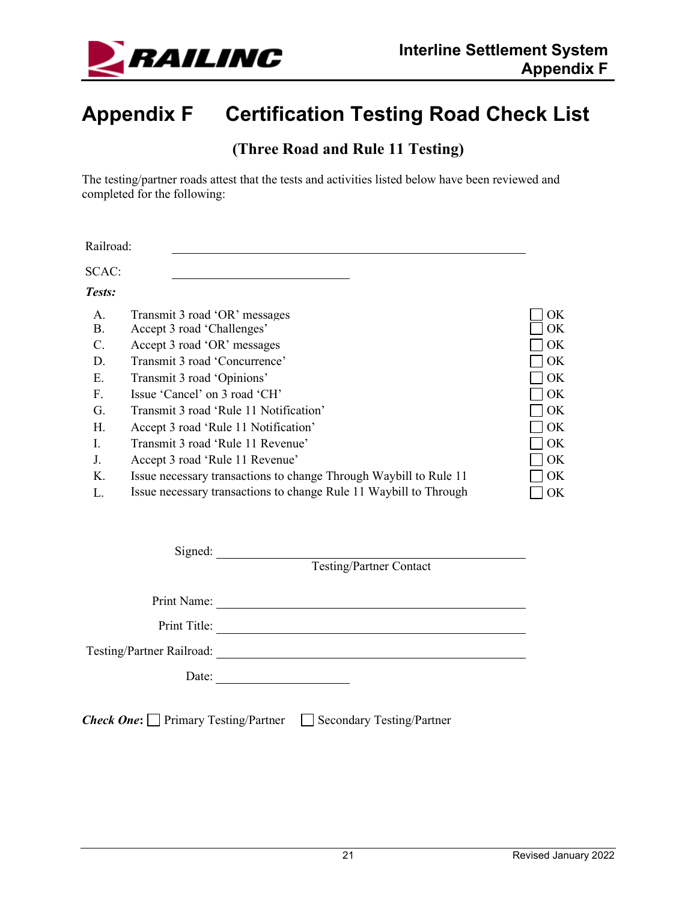# Appendix F Certification Testing Road Check List

## (Three Road and Rule 11 Testing)

The testing/partner roads attest that the tests and activities listed below have been reviewed and completed for the following:

Railroad: ______________________________________________

SCAC: ______________________

***Tests:***

| | | |
|---|---|---|
| A. | Transmit 3 road 'OR' messages | ☐ OK |
| B. | Accept 3 road 'Challenges' | ☐ OK |
| C. | Accept 3 road 'OR' messages | ☐ OK |
| D. | Transmit 3 road 'Concurrence' | ☐ OK |
| E. | Transmit 3 road 'Opinions' | ☐ OK |
| F. | Issue 'Cancel' on 3 road 'CH' | ☐ OK |
| G. | Transmit 3 road 'Rule 11 Notification' | ☐ OK |
| H. | Accept 3 road 'Rule 11 Notification' | ☐ OK |
| I. | Transmit 3 road 'Rule 11 Revenue' | ☐ OK |
| J. | Accept 3 road 'Rule 11 Revenue' | ☐ OK |
| K. | Issue necessary transactions to change Through Waybill to Rule 11 | ☐ OK |
| L. | Issue necessary transactions to change Rule 11 Waybill to Through | ☐ OK |

Signed: ______________________________________
Testing/Partner Contact

Print Name: ______________________________________

Print Title: ______________________________________

Testing/Partner Railroad: ______________________________________

Date: ______________________

***Check One***: ☐ Primary Testing/Partner ☐ Secondary Testing/Partner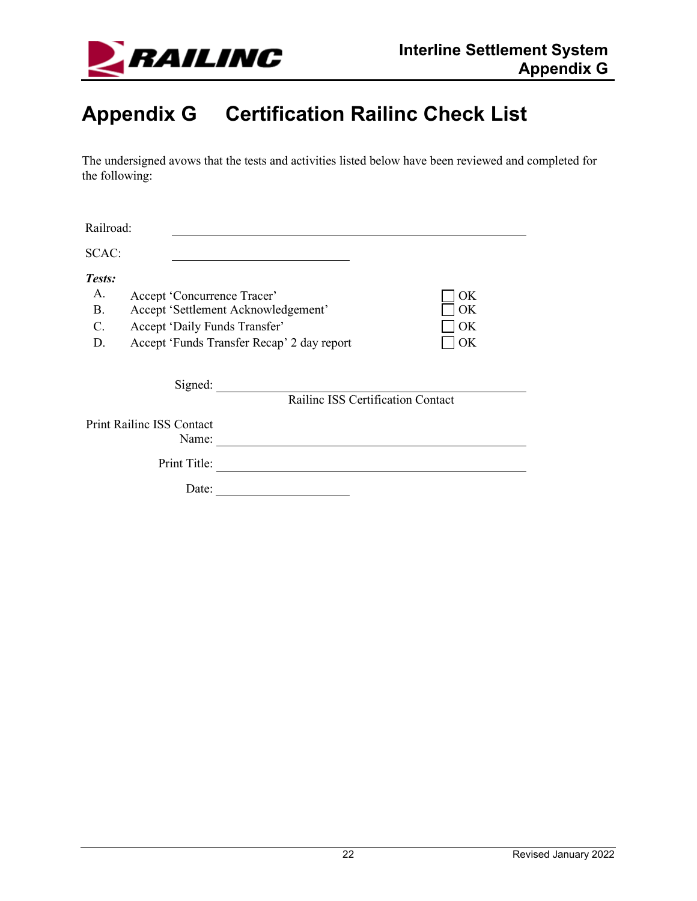# Appendix G Certification Railinc Check List

The undersigned avows that the tests and activities listed below have been reviewed and completed for the following:

Railroad: ______________________________________________

SCAC: ______________________

***Tests:***

| | | |
|---|---|---|
| A. | Accept 'Concurrence Tracer' | ☐ OK |
| B. | Accept 'Settlement Acknowledgement' | ☐ OK |
| C. | Accept 'Daily Funds Transfer' | ☐ OK |
| D. | Accept 'Funds Transfer Recap' 2 day report | ☐ OK |

Signed: ______________________________________________
Railinc ISS Certification Contact

Print Railinc ISS Contact Name: ______________________________________________

Print Title: ______________________________________________

Date: ______________________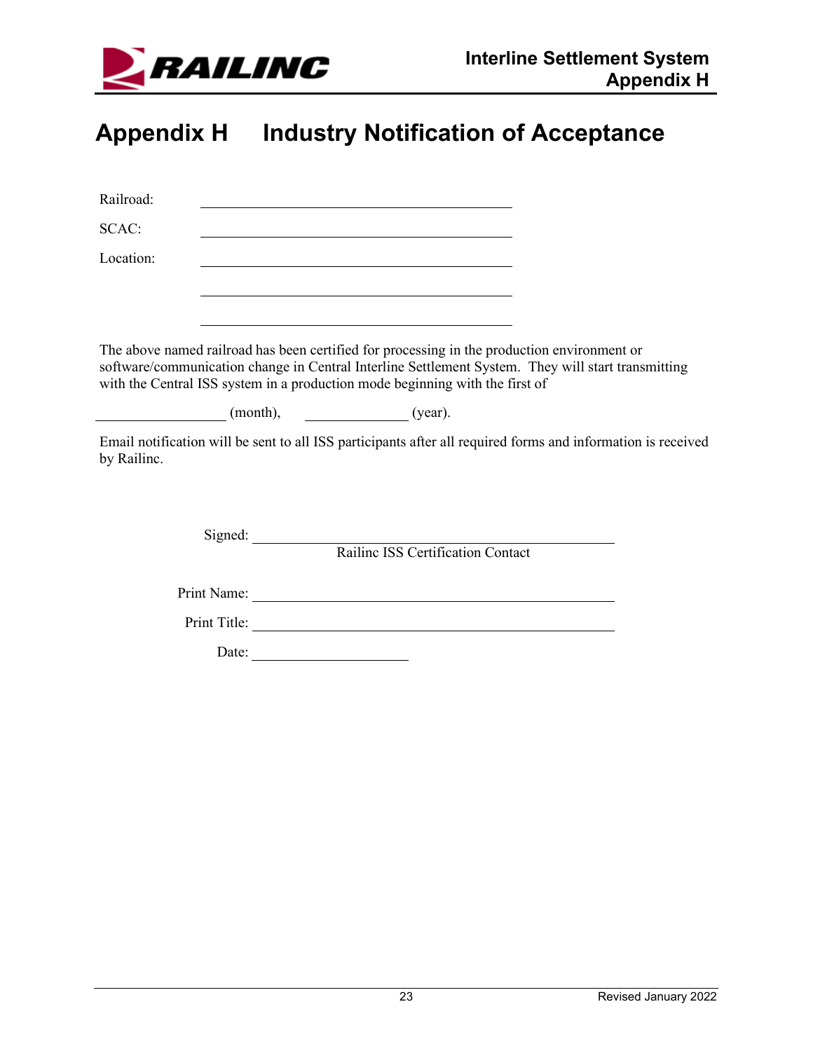# Appendix H Industry Notification of Acceptance

Railroad: ______________________________________

SCAC: ______________________________________

Location: ______________________________________

______________________________________

______________________________________

The above named railroad has been certified for processing in the production environment or software/communication change in Central Interline Settlement System. They will start transmitting with the Central ISS system in a production mode beginning with the first of

________________ (month), ______________ (year).

Email notification will be sent to all ISS participants after all required forms and information is received by Railinc.

Signed: ______________________________________
Railinc ISS Certification Contact

Print Name: ______________________________________

Print Title: ______________________________________

Date: ____________________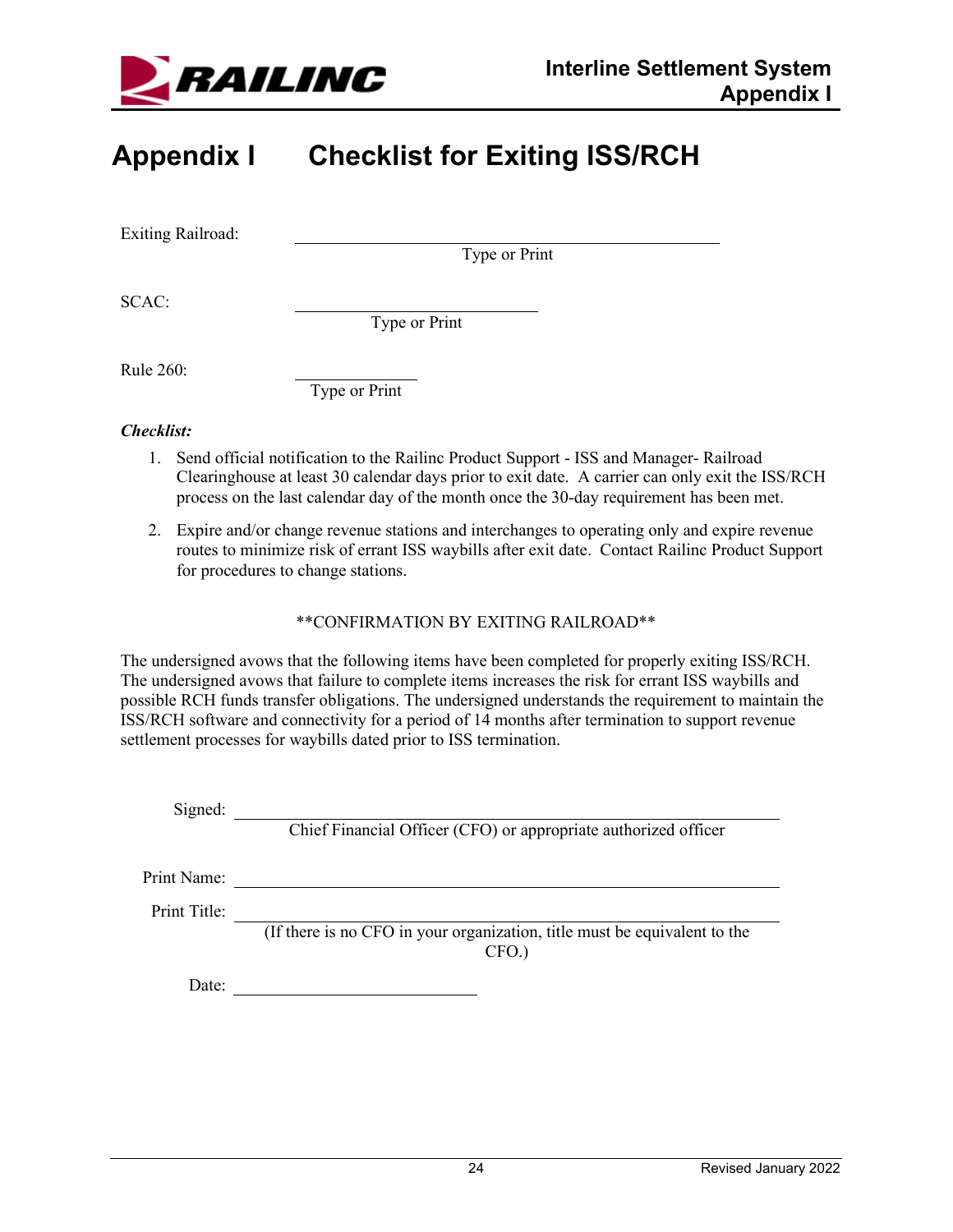# Appendix I Checklist for Exiting ISS/RCH

Exiting Railroad: ______________________________________________
Type or Print

SCAC: ______________________________
Type or Print

Rule 260: ______________
Type or Print

***Checklist:***

1. Send official notification to the Railinc Product Support - ISS and Manager- Railroad Clearinghouse at least 30 calendar days prior to exit date. A carrier can only exit the ISS/RCH process on the last calendar day of the month once the 30-day requirement has been met.
2. Expire and/or change revenue stations and interchanges to operating only and expire revenue routes to minimize risk of errant ISS waybills after exit date. Contact Railinc Product Support for procedures to change stations.

**CONFIRMATION BY EXITING RAILROAD**

The undersigned avows that the following items have been completed for properly exiting ISS/RCH. The undersigned avows that failure to complete items increases the risk for errant ISS waybills and possible RCH funds transfer obligations. The undersigned understands the requirement to maintain the ISS/RCH software and connectivity for a period of 14 months after termination to support revenue settlement processes for waybills dated prior to ISS termination.

Signed: ______________________________________________________________
Chief Financial Officer (CFO) or appropriate authorized officer

Print Name: ______________________________________________________________

Print Title: ______________________________________________________________
(If there is no CFO in your organization, title must be equivalent to the CFO.)

Date: ______________________________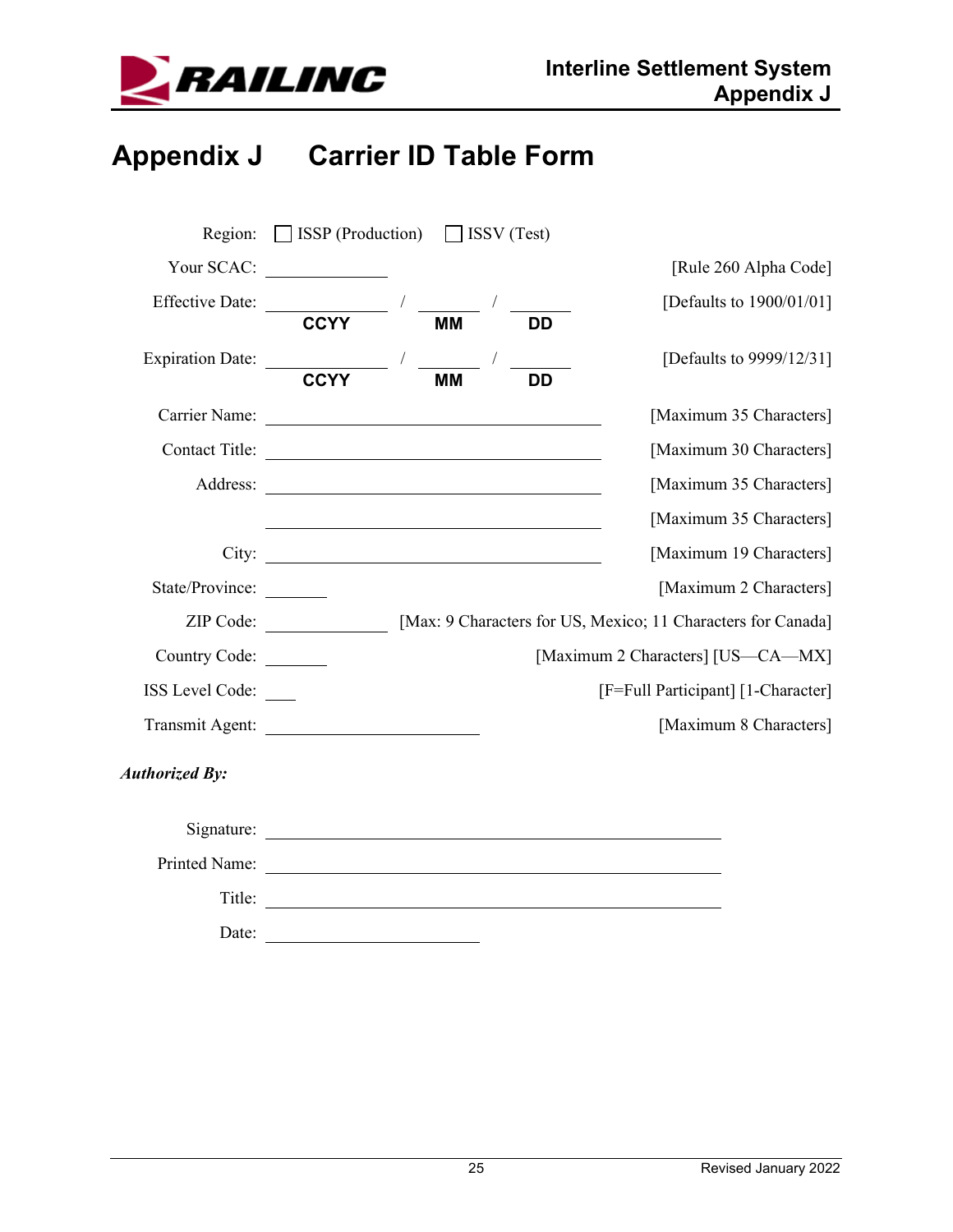# Appendix J Carrier ID Table Form

Region: ☐ ISSP (Production) ☐ ISSV (Test)

Your SCAC: ______________ [Rule 260 Alpha Code]

Effective Date: ______________ / ________ / ________ [Defaults to 1900/01/01]
**CCYY** **MM** **DD**

Expiration Date: ______________ / ________ / ________ [Defaults to 9999/12/31]
**CCYY** **MM** **DD**

Carrier Name: ________________________________________ [Maximum 35 Characters]

Contact Title: ________________________________________ [Maximum 30 Characters]

Address: ________________________________________ [Maximum 35 Characters]

________________________________________ [Maximum 35 Characters]

City: ________________________________________ [Maximum 19 Characters]

State/Province: ________ [Maximum 2 Characters]

ZIP Code: ______________ [Max: 9 Characters for US, Mexico; 11 Characters for Canada]

Country Code: ________ [Maximum 2 Characters] [US—CA—MX]

ISS Level Code: ____ [F=Full Participant] [1-Character]

Transmit Agent: ________________________ [Maximum 8 Characters]

***Authorized By:***

Signature: ____________________________________________________

Printed Name: ____________________________________________________

Title: ____________________________________________________

Date: ________________________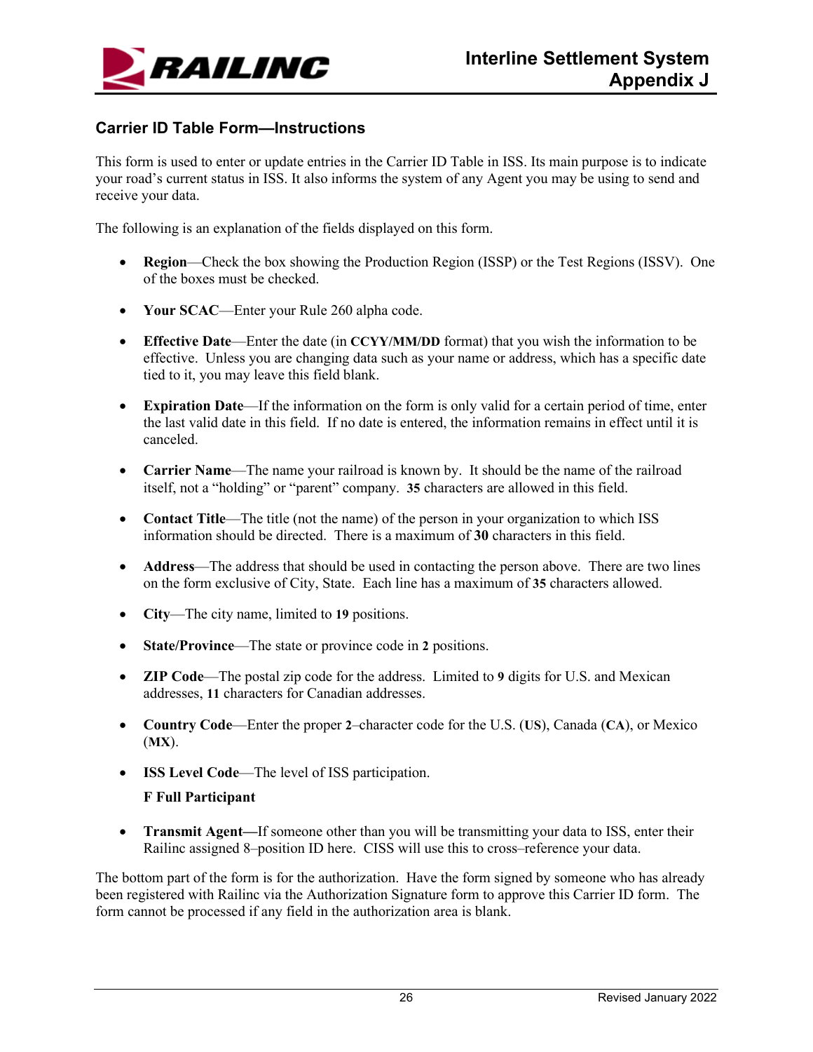## Carrier ID Table Form—Instructions

This form is used to enter or update entries in the Carrier ID Table in ISS. Its main purpose is to indicate your road's current status in ISS. It also informs the system of any Agent you may be using to send and receive your data.

The following is an explanation of the fields displayed on this form.

- **Region**—Check the box showing the Production Region (ISSP) or the Test Regions (ISSV). One of the boxes must be checked.
- **Your SCAC**—Enter your Rule 260 alpha code.
- **Effective Date**—Enter the date (in **CCYY/MM/DD** format) that you wish the information to be effective. Unless you are changing data such as your name or address, which has a specific date tied to it, you may leave this field blank.
- **Expiration Date**—If the information on the form is only valid for a certain period of time, enter the last valid date in this field. If no date is entered, the information remains in effect until it is canceled.
- **Carrier Name**—The name your railroad is known by. It should be the name of the railroad itself, not a "holding" or "parent" company. **35** characters are allowed in this field.
- **Contact Title**—The title (not the name) of the person in your organization to which ISS information should be directed. There is a maximum of **30** characters in this field.
- **Address**—The address that should be used in contacting the person above. There are two lines on the form exclusive of City, State. Each line has a maximum of **35** characters allowed.
- **City**—The city name, limited to **19** positions.
- **State/Province**—The state or province code in **2** positions.
- **ZIP Code**—The postal zip code for the address. Limited to **9** digits for U.S. and Mexican addresses, **11** characters for Canadian addresses.
- **Country Code**—Enter the proper **2**–character code for the U.S. (**US**), Canada (**CA**), or Mexico (**MX**).
- **ISS Level Code**—The level of ISS participation.

  **F Full Participant**

- **Transmit Agent—**If someone other than you will be transmitting your data to ISS, enter their Railinc assigned 8–position ID here. CISS will use this to cross–reference your data.

The bottom part of the form is for the authorization. Have the form signed by someone who has already been registered with Railinc via the Authorization Signature form to approve this Carrier ID form. The form cannot be processed if any field in the authorization area is blank.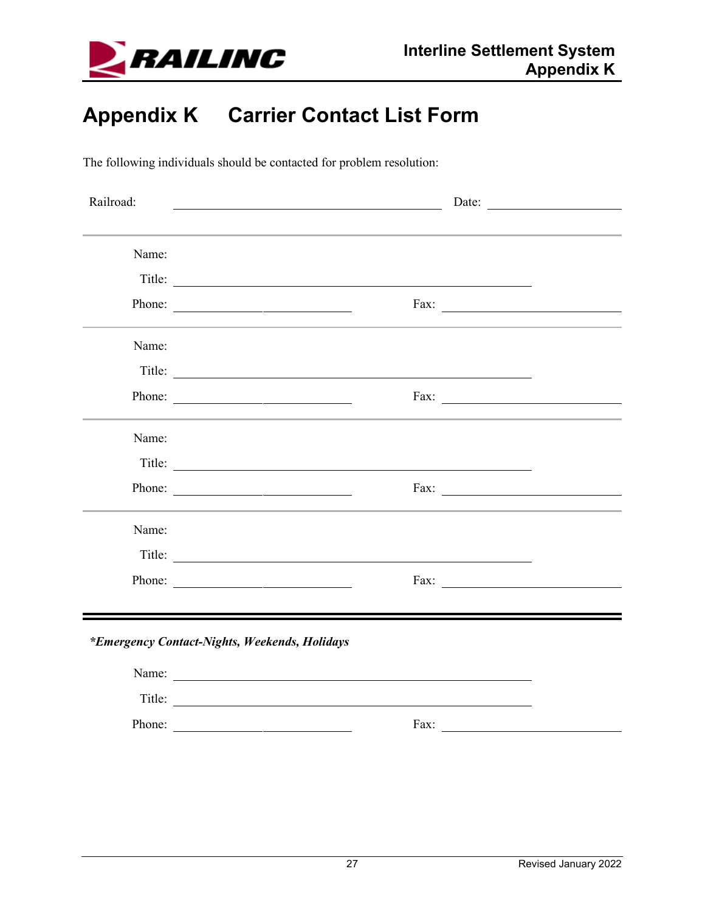# Appendix K Carrier Contact List Form

The following individuals should be contacted for problem resolution:

Railroad: ______________________________ Date: ______________

---

Name:

Title: ______________________________

Phone: ______________ Fax: ______________

---

Name:

Title: ______________________________

Phone: ______________ Fax: ______________

---

Name:

Title: ______________________________

Phone: ______________ Fax: ______________

---

Name:

Title: ______________________________

Phone: ______________ Fax: ______________

---

***Emergency Contact-Nights, Weekends, Holidays***

Name: ______________________________

Title: ______________________________

Phone: ______________ Fax: ______________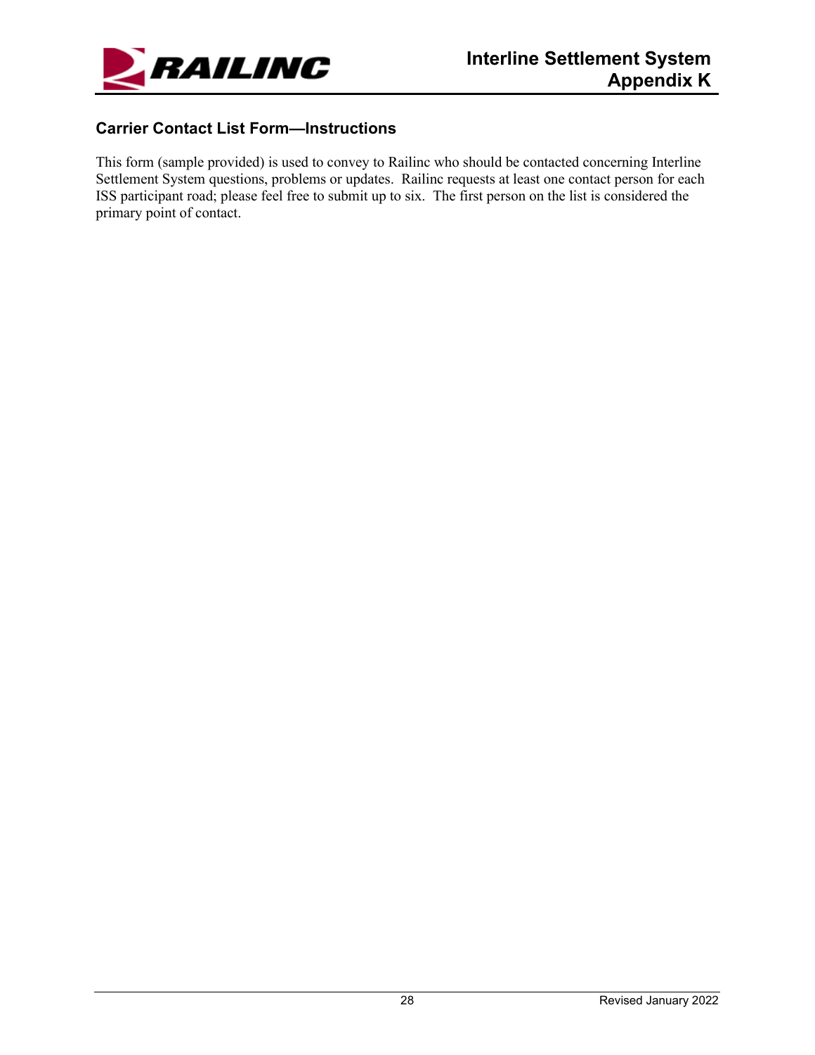## Carrier Contact List Form—Instructions

This form (sample provided) is used to convey to Railinc who should be contacted concerning Interline Settlement System questions, problems or updates. Railinc requests at least one contact person for each ISS participant road; please feel free to submit up to six. The first person on the list is considered the primary point of contact.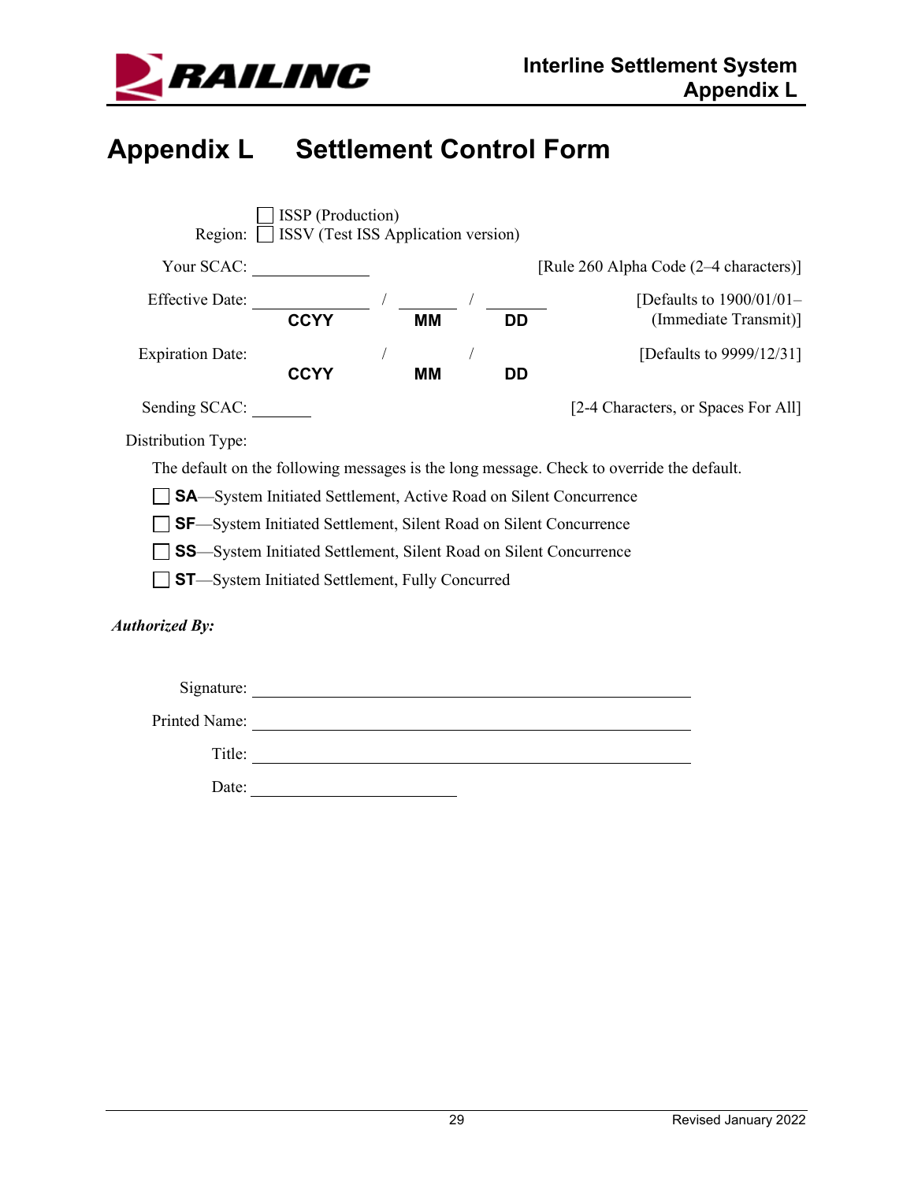# Appendix L Settlement Control Form

Region: ☐ ISSP (Production)
☐ ISSV (Test ISS Application version)

Your SCAC: ______________ [Rule 260 Alpha Code (2–4 characters)]

Effective Date: ______________ / ________ / ________ [Defaults to 1900/01/01–(Immediate Transmit)]
**CCYY** **MM** **DD**

Expiration Date: / / [Defaults to 9999/12/31]
**CCYY** **MM** **DD**

Sending SCAC: _______ [2-4 Characters, or Spaces For All]

Distribution Type:

The default on the following messages is the long message. Check to override the default.

☐ **SA**—System Initiated Settlement, Active Road on Silent Concurrence

☐ **SF**—System Initiated Settlement, Silent Road on Silent Concurrence

☐ **SS**—System Initiated Settlement, Silent Road on Silent Concurrence

☐ **ST**—System Initiated Settlement, Fully Concurred

***Authorized By:***

Signature: ____________________________________________

Printed Name: ____________________________________________

Title: ____________________________________________

Date: ________________________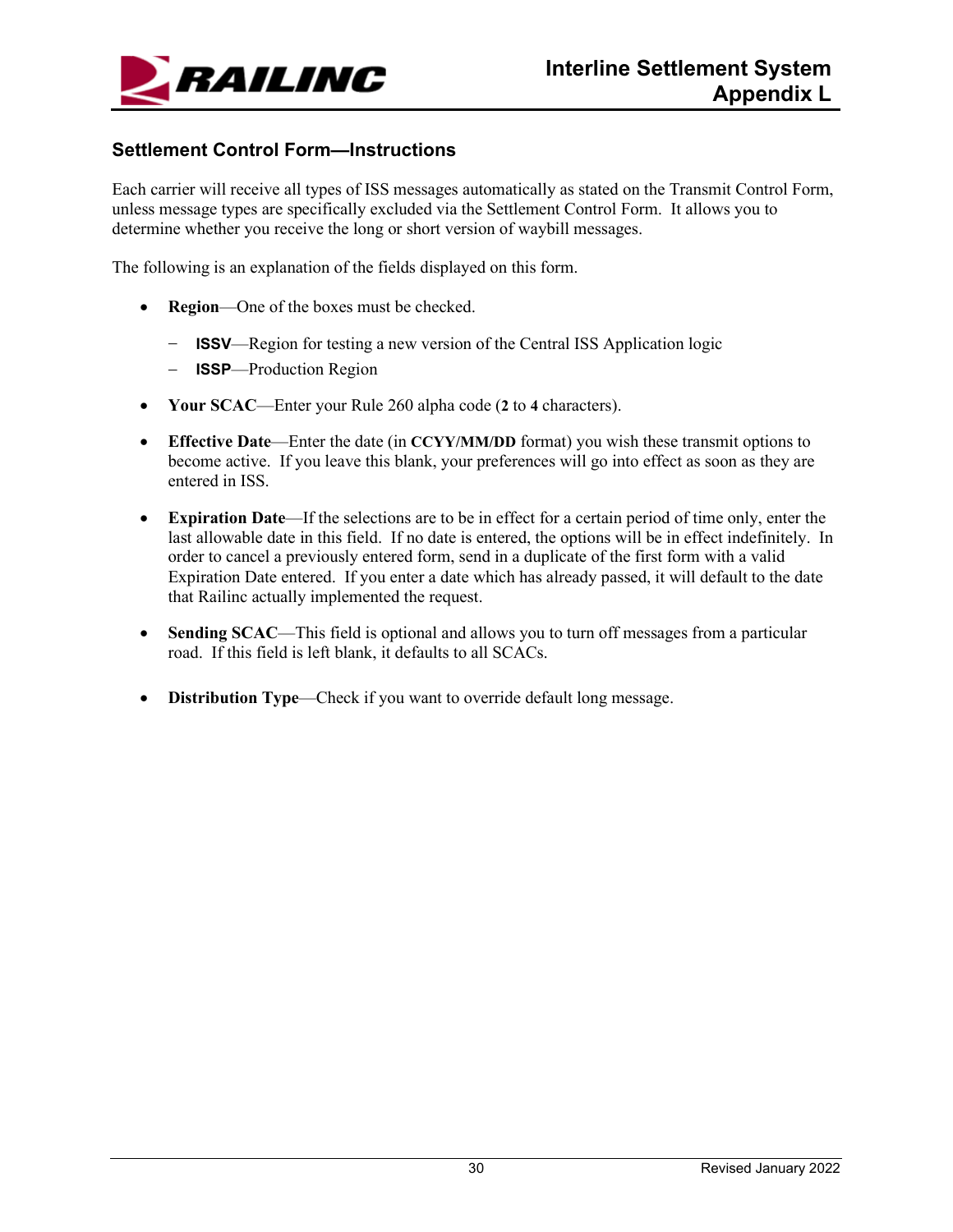## Settlement Control Form—Instructions

Each carrier will receive all types of ISS messages automatically as stated on the Transmit Control Form, unless message types are specifically excluded via the Settlement Control Form. It allows you to determine whether you receive the long or short version of waybill messages.

The following is an explanation of the fields displayed on this form.

- **Region**—One of the boxes must be checked.
  - **ISSV**—Region for testing a new version of the Central ISS Application logic
  - **ISSP**—Production Region
- **Your SCAC**—Enter your Rule 260 alpha code (**2** to **4** characters).
- **Effective Date**—Enter the date (in **CCYY/MM/DD** format) you wish these transmit options to become active. If you leave this blank, your preferences will go into effect as soon as they are entered in ISS.
- **Expiration Date**—If the selections are to be in effect for a certain period of time only, enter the last allowable date in this field. If no date is entered, the options will be in effect indefinitely. In order to cancel a previously entered form, send in a duplicate of the first form with a valid Expiration Date entered. If you enter a date which has already passed, it will default to the date that Railinc actually implemented the request.
- **Sending SCAC**—This field is optional and allows you to turn off messages from a particular road. If this field is left blank, it defaults to all SCACs.
- **Distribution Type**—Check if you want to override default long message.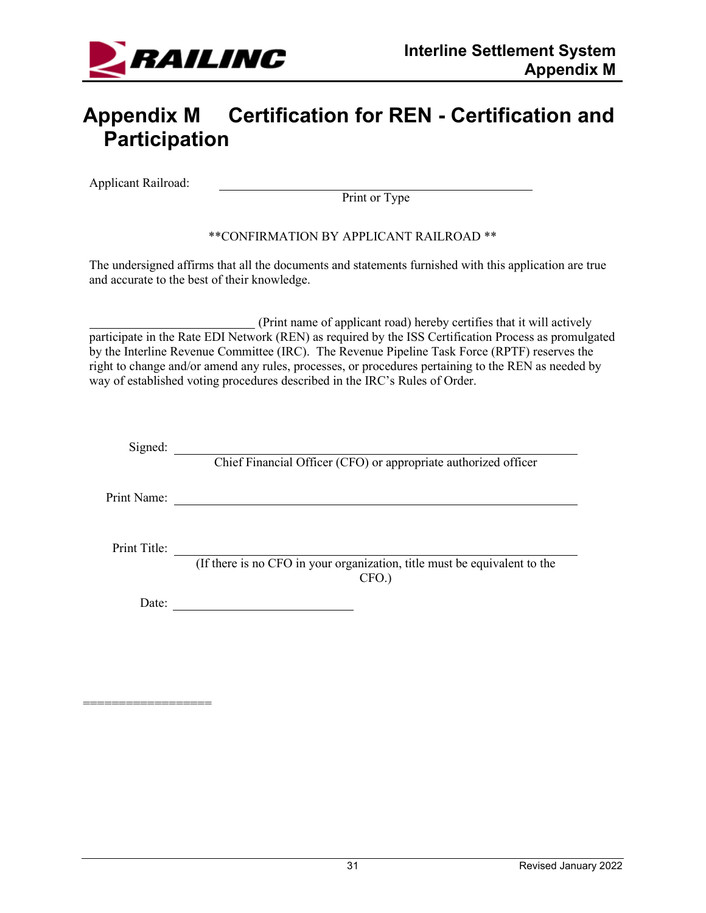# Appendix M Certification for REN - Certification and Participation

Applicant Railroad: ______________________________________________
Print or Type

\*\*CONFIRMATION BY APPLICANT RAILROAD \*\*

The undersigned affirms that all the documents and statements furnished with this application are true and accurate to the best of their knowledge.

__________________________ (Print name of applicant road) hereby certifies that it will actively participate in the Rate EDI Network (REN) as required by the ISS Certification Process as promulgated by the Interline Revenue Committee (IRC). The Revenue Pipeline Task Force (RPTF) reserves the right to change and/or amend any rules, processes, or procedures pertaining to the REN as needed by way of established voting procedures described in the IRC's Rules of Order.

Signed: ______________________________________________
Chief Financial Officer (CFO) or appropriate authorized officer

Print Name: ______________________________________________

Print Title: ______________________________________________
(If there is no CFO in your organization, title must be equivalent to the CFO.)

Date: ____________________________

==================